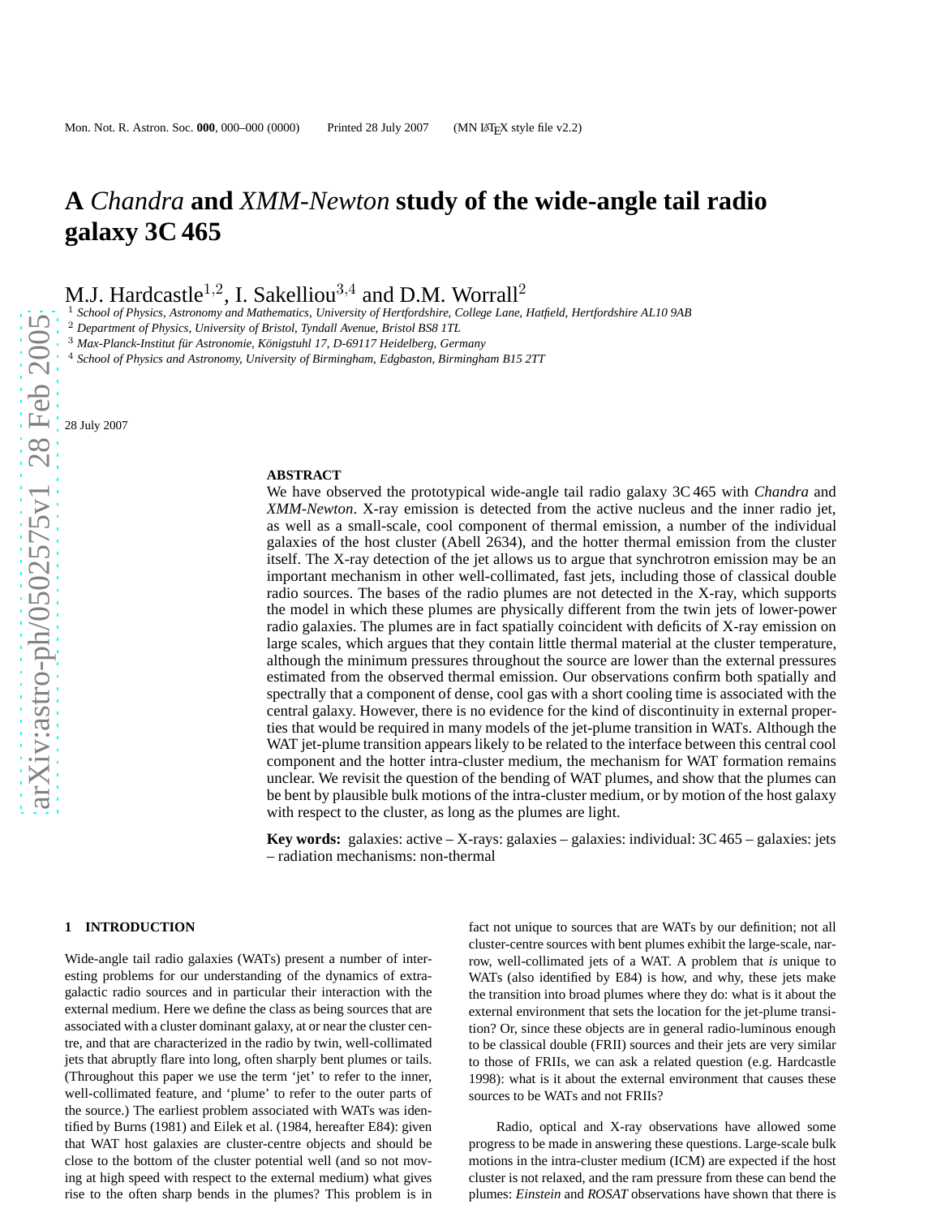# A *Chandra* and *XMM-Newton* study of the wide-angle tail radio galaxy 3C 465

M.J. Hardcastle[1,2], I. Sakelliou[3,4] and D.M. Worrall[2]

[1] *School of Physics, Astronomy and Mathematics, University of Hertfordshire, College Lane, Hatfield, Hertfordshire AL10 9AB*
[2] *Department of Physics, University of Bristol, Tyndall Avenue, Bristol BS8 1TL*
[3] *Max-Planck-Institut für Astronomie, Königstuhl 17, D-69117 Heidelberg, Germany*
[4] *School of Physics and Astronomy, University of Birmingham, Edgbaston, Birmingham B15 2TT*

28 July 2007

## ABSTRACT

We have observed the prototypical wide-angle tail radio galaxy 3C 465 with *Chandra* and *XMM-Newton*. X-ray emission is detected from the active nucleus and the inner radio jet, as well as a small-scale, cool component of thermal emission, a number of the individual galaxies of the host cluster (Abell 2634), and the hotter thermal emission from the cluster itself. The X-ray detection of the jet allows us to argue that synchrotron emission may be an important mechanism in other well-collimated, fast jets, including those of classical double radio sources. The bases of the radio plumes are not detected in the X-ray, which supports the model in which these plumes are physically different from the twin jets of lower-power radio galaxies. The plumes are in fact spatially coincident with deficits of X-ray emission on large scales, which argues that they contain little thermal material at the cluster temperature, although the minimum pressures throughout the source are lower than the external pressures estimated from the observed thermal emission. Our observations confirm both spatially and spectrally that a component of dense, cool gas with a short cooling time is associated with the central galaxy. However, there is no evidence for the kind of discontinuity in external properties that would be required in many models of the jet-plume transition in WATs. Although the WAT jet-plume transition appears likely to be related to the interface between this central cool component and the hotter intra-cluster medium, the mechanism for WAT formation remains unclear. We revisit the question of the bending of WAT plumes, and show that the plumes can be bent by plausible bulk motions of the intra-cluster medium, or by motion of the host galaxy with respect to the cluster, as long as the plumes are light.

**Key words:** galaxies: active – X-rays: galaxies – galaxies: individual: 3C 465 – galaxies: jets – radiation mechanisms: non-thermal

## 1 INTRODUCTION

Wide-angle tail radio galaxies (WATs) present a number of interesting problems for our understanding of the dynamics of extragalactic radio sources and in particular their interaction with the external medium. Here we define the class as being sources that are associated with a cluster dominant galaxy, at or near the cluster centre, and that are characterized in the radio by twin, well-collimated jets that abruptly flare into long, often sharply bent plumes or tails. (Throughout this paper we use the term 'jet' to refer to the inner, well-collimated feature, and 'plume' to refer to the outer parts of the source.) The earliest problem associated with WATs was identified by Burns (1981) and Eilek et al. (1984, hereafter E84): given that WAT host galaxies are cluster-centre objects and should be close to the bottom of the cluster potential well (and so not moving at high speed with respect to the external medium) what gives rise to the often sharp bends in the plumes? This problem is in fact not unique to sources that are WATs by our definition; not all cluster-centre sources with bent plumes exhibit the large-scale, narrow, well-collimated jets of a WAT. A problem that *is* unique to WATs (also identified by E84) is how, and why, these jets make the transition into broad plumes where they do: what is it about the external environment that sets the location for the jet-plume transition? Or, since these objects are in general radio-luminous enough to be classical double (FRII) sources and their jets are very similar to those of FRIIs, we can ask a related question (e.g. Hardcastle 1998): what is it about the external environment that causes these sources to be WATs and not FRIIs?

Radio, optical and X-ray observations have allowed some progress to be made in answering these questions. Large-scale bulk motions in the intra-cluster medium (ICM) are expected if the host cluster is not relaxed, and the ram pressure from these can bend the plumes: *Einstein* and *ROSAT* observations have shown that there is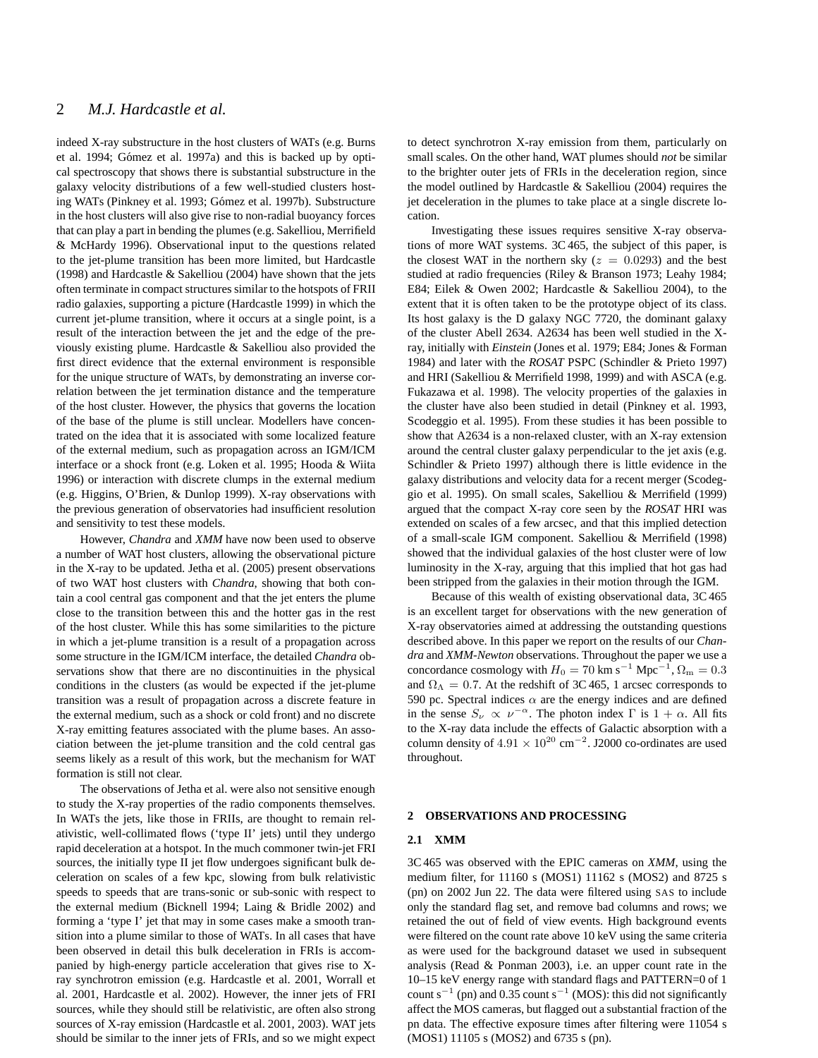indeed X-ray substructure in the host clusters of WATs (e.g. Burns et al. 1994; Gómez et al. 1997a) and this is backed up by optical spectroscopy that shows there is substantial substructure in the galaxy velocity distributions of a few well-studied clusters hosting WATs (Pinkney et al. 1993; Gómez et al. 1997b). Substructure in the host clusters will also give rise to non-radial buoyancy forces that can play a part in bending the plumes (e.g. Sakelliou, Merrifield & McHardy 1996). Observational input to the questions related to the jet-plume transition has been more limited, but Hardcastle (1998) and Hardcastle & Sakelliou (2004) have shown that the jets often terminate in compact structures similar to the hotspots of FRII radio galaxies, supporting a picture (Hardcastle 1999) in which the current jet-plume transition, where it occurs at a single point, is a result of the interaction between the jet and the edge of the previously existing plume. Hardcastle & Sakelliou also provided the first direct evidence that the external environment is responsible for the unique structure of WATs, by demonstrating an inverse correlation between the jet termination distance and the temperature of the host cluster. However, the physics that governs the location of the base of the plume is still unclear. Modellers have concentrated on the idea that it is associated with some localized feature of the external medium, such as propagation across an IGM/ICM interface or a shock front (e.g. Loken et al. 1995; Hooda & Wiita 1996) or interaction with discrete clumps in the external medium (e.g. Higgins, O'Brien, & Dunlop 1999). X-ray observations with the previous generation of observatories had insufficient resolution and sensitivity to test these models.

However, *Chandra* and *XMM* have now been used to observe a number of WAT host clusters, allowing the observational picture in the X-ray to be updated. Jetha et al. (2005) present observations of two WAT host clusters with *Chandra*, showing that both contain a cool central gas component and that the jet enters the plume close to the transition between this and the hotter gas in the rest of the host cluster. While this has some similarities to the picture in which a jet-plume transition is a result of a propagation across some structure in the IGM/ICM interface, the detailed *Chandra* observations show that there are no discontinuities in the physical conditions in the clusters (as would be expected if the jet-plume transition was a result of propagation across a discrete feature in the external medium, such as a shock or cold front) and no discrete X-ray emitting features associated with the plume bases. An association between the jet-plume transition and the cold central gas seems likely as a result of this work, but the mechanism for WAT formation is still not clear.

The observations of Jetha et al. were also not sensitive enough to study the X-ray properties of the radio components themselves. In WATs the jets, like those in FRIIs, are thought to remain relativistic, well-collimated flows ('type II' jets) until they undergo rapid deceleration at a hotspot. In the much commoner twin-jet FRI sources, the initially type II jet flow undergoes significant bulk deceleration on scales of a few kpc, slowing from bulk relativistic speeds to speeds that are trans-sonic or sub-sonic with respect to the external medium (Bicknell 1994; Laing & Bridle 2002) and forming a 'type I' jet that may in some cases make a smooth transition into a plume similar to those of WATs. In all cases that have been observed in detail this bulk deceleration in FRIs is accompanied by high-energy particle acceleration that gives rise to X-ray synchrotron emission (e.g. Hardcastle et al. 2001, Worrall et al. 2001, Hardcastle et al. 2002). However, the inner jets of FRI sources, while they should still be relativistic, are often also strong sources of X-ray emission (Hardcastle et al. 2001, 2003). WAT jets should be similar to the inner jets of FRIs, and so we might expect to detect synchrotron X-ray emission from them, particularly on small scales. On the other hand, WAT plumes should *not* be similar to the brighter outer jets of FRIs in the deceleration region, since the model outlined by Hardcastle & Sakelliou (2004) requires the jet deceleration in the plumes to take place at a single discrete location.

Investigating these issues requires sensitive X-ray observations of more WAT systems. 3C 465, the subject of this paper, is the closest WAT in the northern sky ($z = 0.0293$) and the best studied at radio frequencies (Riley & Branson 1973; Leahy 1984; E84; Eilek & Owen 2002; Hardcastle & Sakelliou 2004), to the extent that it is often taken to be the prototype object of its class. Its host galaxy is the D galaxy NGC 7720, the dominant galaxy of the cluster Abell 2634. A2634 has been well studied in the X-ray, initially with *Einstein* (Jones et al. 1979; E84; Jones & Forman 1984) and later with the *ROSAT* PSPC (Schindler & Prieto 1997) and HRI (Sakelliou & Merrifield 1998, 1999) and with ASCA (e.g. Fukazawa et al. 1998). The velocity properties of the galaxies in the cluster have also been studied in detail (Pinkney et al. 1993, Scodeggio et al. 1995). From these studies it has been possible to show that A2634 is a non-relaxed cluster, with an X-ray extension around the central cluster galaxy perpendicular to the jet axis (e.g. Schindler & Prieto 1997) although there is little evidence in the galaxy distributions and velocity data for a recent merger (Scodeggio et al. 1995). On small scales, Sakelliou & Merrifield (1999) argued that the compact X-ray core seen by the *ROSAT* HRI was extended on scales of a few arcsec, and that this implied detection of a small-scale IGM component. Sakelliou & Merrifield (1998) showed that the individual galaxies of the host cluster were of low luminosity in the X-ray, arguing that this implied that hot gas had been stripped from the galaxies in their motion through the IGM.

Because of this wealth of existing observational data, 3C 465 is an excellent target for observations with the new generation of X-ray observatories aimed at addressing the outstanding questions described above. In this paper we report on the results of our *Chandra* and *XMM-Newton* observations. Throughout the paper we use a concordance cosmology with $H_0 = 70$ km s$^{-1}$ Mpc$^{-1}$, $\Omega_{\rm m} = 0.3$ and $\Omega_\Lambda = 0.7$. At the redshift of 3C 465, 1 arcsec corresponds to 590 pc. Spectral indices $\alpha$ are the energy indices and are defined in the sense $S_\nu \propto \nu^{-\alpha}$. The photon index $\Gamma$ is $1 + \alpha$. All fits to the X-ray data include the effects of Galactic absorption with a column density of $4.91 \times 10^{20}$ cm$^{-2}$. J2000 co-ordinates are used throughout.

## 2 OBSERVATIONS AND PROCESSING

### 2.1 XMM

3C 465 was observed with the EPIC cameras on *XMM*, using the medium filter, for 11160 s (MOS1) 11162 s (MOS2) and 8725 s (pn) on 2002 Jun 22. The data were filtered using SAS to include only the standard flag set, and remove bad columns and rows; we retained the out of field of view events. High background events were filtered on the count rate above 10 keV using the same criteria as were used for the background dataset we used in subsequent analysis (Read & Ponman 2003), i.e. an upper count rate in the 10–15 keV energy range with standard flags and PATTERN=0 of 1 count s$^{-1}$ (pn) and 0.35 count s$^{-1}$ (MOS): this did not significantly affect the MOS cameras, but flagged out a substantial fraction of the pn data. The effective exposure times after filtering were 11054 s (MOS1) 11105 s (MOS2) and 6735 s (pn).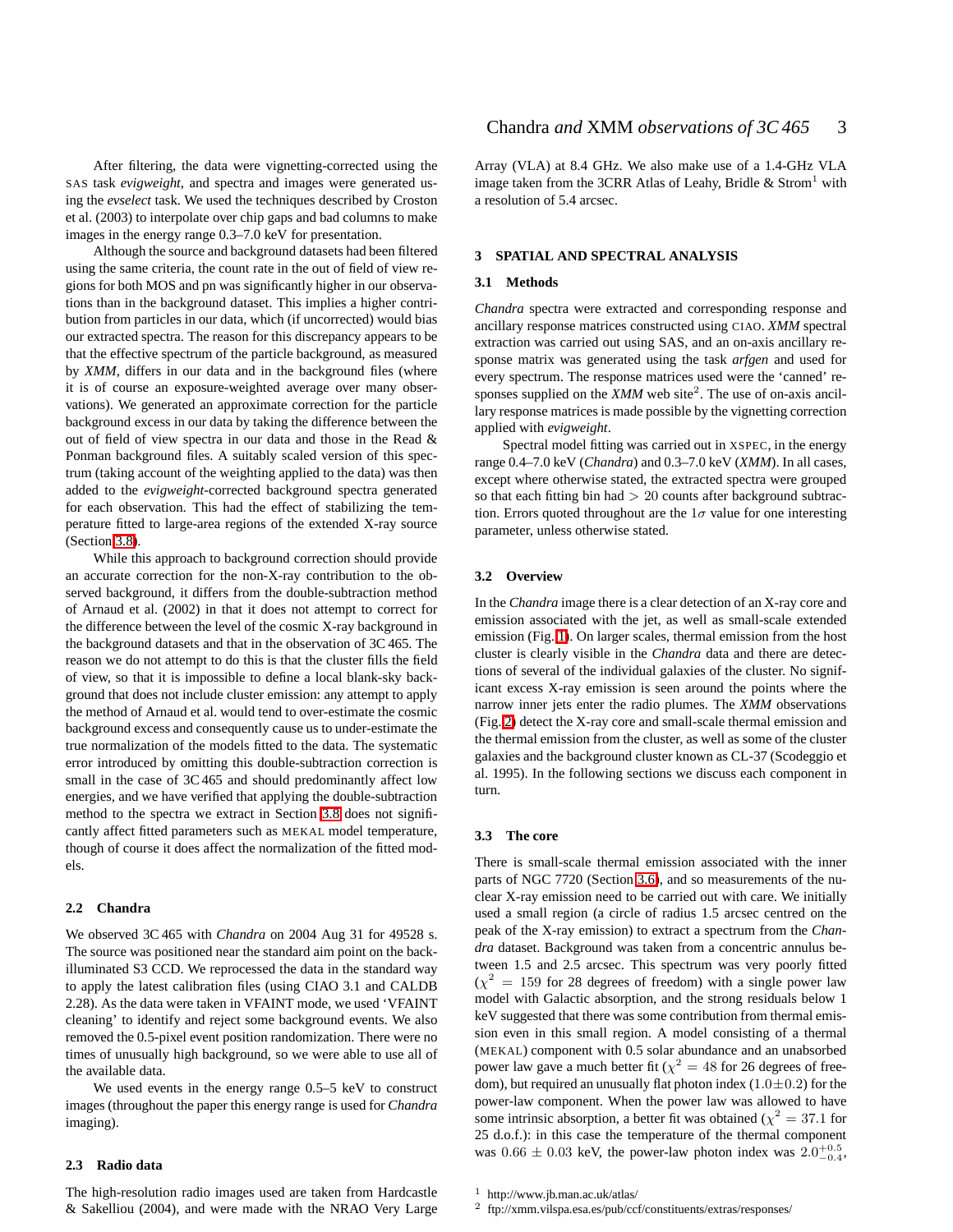After filtering, the data were vignetting-corrected using the SAS task *evigweight*, and spectra and images were generated using the *evselect* task. We used the techniques described by Croston et al. (2003) to interpolate over chip gaps and bad columns to make images in the energy range 0.3–7.0 keV for presentation.

Although the source and background datasets had been filtered using the same criteria, the count rate in the out of field of view regions for both MOS and pn was significantly higher in our observations than in the background dataset. This implies a higher contribution from particles in our data, which (if uncorrected) would bias our extracted spectra. The reason for this discrepancy appears to be that the effective spectrum of the particle background, as measured by *XMM*, differs in our data and in the background files (where it is of course an exposure-weighted average over many observations). We generated an approximate correction for the particle background excess in our data by taking the difference between the out of field of view spectra in our data and those in the Read & Ponman background files. A suitably scaled version of this spectrum (taking account of the weighting applied to the data) was then added to the *evigweight*-corrected background spectra generated for each observation. This had the effect of stabilizing the temperature fitted to large-area regions of the extended X-ray source (Section 3.8).

While this approach to background correction should provide an accurate correction for the non-X-ray contribution to the observed background, it differs from the double-subtraction method of Arnaud et al. (2002) in that it does not attempt to correct for the difference between the level of the cosmic X-ray background in the background datasets and that in the observation of 3C 465. The reason we do not attempt to do this is that the cluster fills the field of view, so that it is impossible to define a local blank-sky background that does not include cluster emission: any attempt to apply the method of Arnaud et al. would tend to over-estimate the cosmic background excess and consequently cause us to under-estimate the true normalization of the models fitted to the data. The systematic error introduced by omitting this double-subtraction correction is small in the case of 3C 465 and should predominantly affect low energies, and we have verified that applying the double-subtraction method to the spectra we extract in Section 3.8 does not significantly affect fitted parameters such as MEKAL model temperature, though of course it does affect the normalization of the fitted models.

## 2.2 Chandra

We observed 3C 465 with *Chandra* on 2004 Aug 31 for 49528 s. The source was positioned near the standard aim point on the back-illuminated S3 CCD. We reprocessed the data in the standard way to apply the latest calibration files (using CIAO 3.1 and CALDB 2.28). As the data were taken in VFAINT mode, we used 'VFAINT cleaning' to identify and reject some background events. We also removed the 0.5-pixel event position randomization. There were no times of unusually high background, so we were able to use all of the available data.

We used events in the energy range 0.5–5 keV to construct images (throughout the paper this energy range is used for *Chandra* imaging).

## 2.3 Radio data

The high-resolution radio images used are taken from Hardcastle & Sakelliou (2004), and were made with the NRAO Very Large Array (VLA) at 8.4 GHz. We also make use of a 1.4-GHz VLA image taken from the 3CRR Atlas of Leahy, Bridle & Strom[1] with a resolution of 5.4 arcsec.

# 3 SPATIAL AND SPECTRAL ANALYSIS

## 3.1 Methods

*Chandra* spectra were extracted and corresponding response and ancillary response matrices constructed using CIAO. *XMM* spectral extraction was carried out using SAS, and an on-axis ancillary response matrix was generated using the task *arfgen* and used for every spectrum. The response matrices used were the 'canned' responses supplied on the *XMM* web site[2]. The use of on-axis ancillary response matrices is made possible by the vignetting correction applied with *evigweight*.

Spectral model fitting was carried out in XSPEC, in the energy range 0.4–7.0 keV (*Chandra*) and 0.3–7.0 keV (*XMM*). In all cases, except where otherwise stated, the extracted spectra were grouped so that each fitting bin had $> 20$ counts after background subtraction. Errors quoted throughout are the $1\sigma$ value for one interesting parameter, unless otherwise stated.

## 3.2 Overview

In the *Chandra* image there is a clear detection of an X-ray core and emission associated with the jet, as well as small-scale extended emission (Fig. 1). On larger scales, thermal emission from the host cluster is clearly visible in the *Chandra* data and there are detections of several of the individual galaxies of the cluster. No significant excess X-ray emission is seen around the points where the narrow inner jets enter the radio plumes. The *XMM* observations (Fig. 2) detect the X-ray core and small-scale thermal emission and the thermal emission from the cluster, as well as some of the cluster galaxies and the background cluster known as CL-37 (Scodeggio et al. 1995). In the following sections we discuss each component in turn.

## 3.3 The core

There is small-scale thermal emission associated with the inner parts of NGC 7720 (Section 3.6), and so measurements of the nuclear X-ray emission need to be carried out with care. We initially used a small region (a circle of radius 1.5 arcsec centred on the peak of the X-ray emission) to extract a spectrum from the *Chandra* dataset. Background was taken from a concentric annulus between 1.5 and 2.5 arcsec. This spectrum was very poorly fitted ($\chi^2 = 159$ for 28 degrees of freedom) with a single power law model with Galactic absorption, and the strong residuals below 1 keV suggested that there was some contribution from thermal emission even in this small region. A model consisting of a thermal (MEKAL) component with 0.5 solar abundance and an unabsorbed power law gave a much better fit ($\chi^2 = 48$ for 26 degrees of freedom), but required an unusually flat photon index ($1.0 \pm 0.2$) for the power-law component. When the power law was allowed to have some intrinsic absorption, a better fit was obtained ($\chi^2 = 37.1$ for 25 d.o.f.): in this case the temperature of the thermal component was $0.66 \pm 0.03$ keV, the power-law photon index was $2.0^{+0.5}_{-0.4}$,

[1] http://www.jb.man.ac.uk/atlas/

[2] ftp://xmm.vilspa.esa.es/pub/ccf/constituents/extras/responses/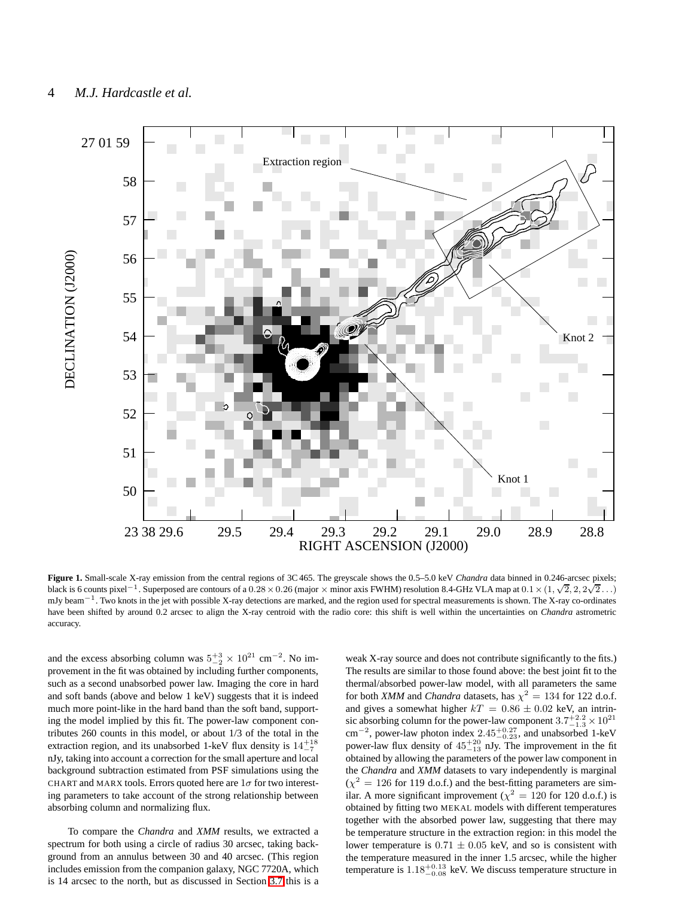**Figure 1.** Small-scale X-ray emission from the central regions of 3C 465. The greyscale shows the 0.5–5.0 keV *Chandra* data binned in 0.246-arcsec pixels; black is 6 counts pixel$^{-1}$. Superposed are contours of a $0.28 \times 0.26$ (major × minor axis FWHM) resolution 8.4-GHz VLA map at $0.1 \times (1, \sqrt{2}, 2, 2\sqrt{2} \ldots)$ mJy beam$^{-1}$. Two knots in the jet with possible X-ray detections are marked, and the region used for spectral measurements is shown. The X-ray co-ordinates have been shifted by around 0.2 arcsec to align the X-ray centroid with the radio core: this shift is well within the uncertainties on *Chandra* astrometric accuracy.

and the excess absorbing column was $5^{+3}_{-2} \times 10^{21}$ cm$^{-2}$. No improvement in the fit was obtained by including further components, such as a second unabsorbed power law. Imaging the core in hard and soft bands (above and below 1 keV) suggests that it is indeed much more point-like in the hard band than the soft band, supporting the model implied by this fit. The power-law component contributes 260 counts in this model, or about 1/3 of the total in the extraction region, and its unabsorbed 1-keV flux density is $14^{+18}_{-7}$ nJy, taking into account a correction for the small aperture and local background subtraction estimated from PSF simulations using the CHART and MARX tools. Errors quoted here are $1\sigma$ for two interesting parameters to take account of the strong relationship between absorbing column and normalizing flux.

To compare the *Chandra* and *XMM* results, we extracted a spectrum for both using a circle of radius 30 arcsec, taking background from an annulus between 30 and 40 arcsec. (This region includes emission from the companion galaxy, NGC 7720A, which is 14 arcsec to the north, but as discussed in Section 3.7 this is a weak X-ray source and does not contribute significantly to the fits.) The results are similar to those found above: the best joint fit to the thermal/absorbed power-law model, with all parameters the same for both *XMM* and *Chandra* datasets, has $\chi^2 = 134$ for 122 d.o.f. and gives a somewhat higher $kT = 0.86 \pm 0.02$ keV, an intrinsic absorbing column for the power-law component $3.7^{+2.2}_{-1.3} \times 10^{21}$ cm$^{-2}$, power-law photon index $2.45^{+0.27}_{-0.23}$, and unabsorbed 1-keV power-law flux density of $45^{+20}_{-13}$ nJy. The improvement in the fit obtained by allowing the parameters of the power law component in the *Chandra* and *XMM* datasets to vary independently is marginal ($\chi^2 = 126$ for 119 d.o.f.) and the best-fitting parameters are similar. A more significant improvement ($\chi^2 = 120$ for 120 d.o.f.) is obtained by fitting two MEKAL models with different temperatures together with the absorbed power law, suggesting that there may be temperature structure in the extraction region: in this model the lower temperature is $0.71 \pm 0.05$ keV, and so is consistent with the temperature measured in the inner 1.5 arcsec, while the higher temperature is $1.18^{+0.13}_{-0.08}$ keV. We discuss temperature structure in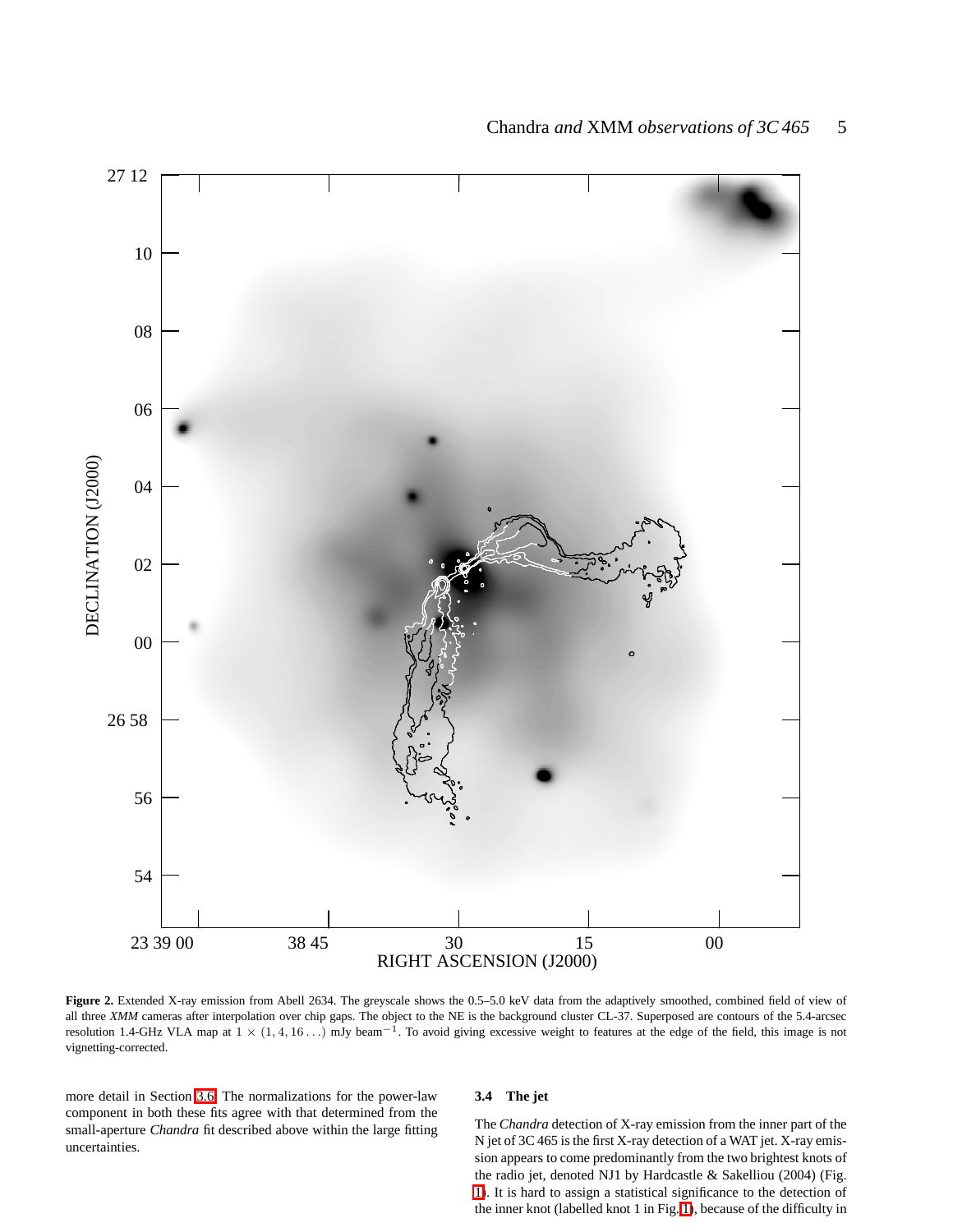**Figure 2.** Extended X-ray emission from Abell 2634. The greyscale shows the 0.5–5.0 keV data from the adaptively smoothed, combined field of view of all three *XMM* cameras after interpolation over chip gaps. The object to the NE is the background cluster CL-37. Superposed are contours of the 5.4-arcsec resolution 1.4-GHz VLA map at $1 \times (1, 4, 16 \ldots)$ mJy beam$^{-1}$. To avoid giving excessive weight to features at the edge of the field, this image is not vignetting-corrected.

more detail in Section 3.6. The normalizations for the power-law component in both these fits agree with that determined from the small-aperture *Chandra* fit described above within the large fitting uncertainties.

### 3.4 The jet

The *Chandra* detection of X-ray emission from the inner part of the N jet of 3C 465 is the first X-ray detection of a WAT jet. X-ray emission appears to come predominantly from the two brightest knots of the radio jet, denoted NJ1 by Hardcastle & Sakelliou (2004) (Fig. 1). It is hard to assign a statistical significance to the detection of the inner knot (labelled knot 1 in Fig. 1), because of the difficulty in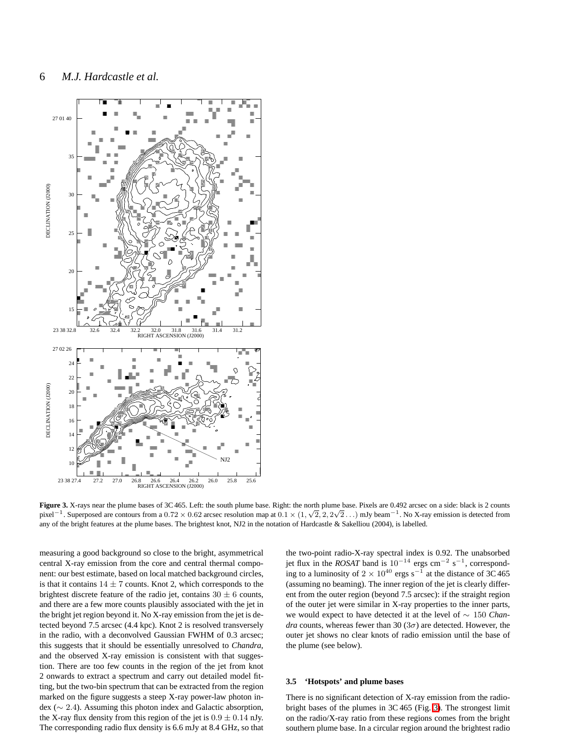**Figure 3.** X-rays near the plume bases of 3C 465. Left: the south plume base. Right: the north plume base. Pixels are 0.492 arcsec on a side: black is 2 counts pixel$^{-1}$. Superposed are contours from a $0.72 \times 0.62$ arcsec resolution map at $0.1 \times (1, \sqrt{2}, 2, 2\sqrt{2} \ldots)$ mJy beam$^{-1}$. No X-ray emission is detected from any of the bright features at the plume bases. The brightest knot, NJ2 in the notation of Hardcastle & Sakelliou (2004), is labelled.

measuring a good background so close to the bright, asymmetrical central X-ray emission from the core and central thermal component: our best estimate, based on local matched background circles, is that it contains $14 \pm 7$ counts. Knot 2, which corresponds to the brightest discrete feature of the radio jet, contains $30 \pm 6$ counts, and there are a few more counts plausibly associated with the jet in the bright jet region beyond it. No X-ray emission from the jet is detected beyond 7.5 arcsec (4.4 kpc). Knot 2 is resolved transversely in the radio, with a deconvolved Gaussian FWHM of 0.3 arcsec; this suggests that it should be essentially unresolved to *Chandra*, and the observed X-ray emission is consistent with that suggestion. There are too few counts in the region of the jet from knot 2 onwards to extract a spectrum and carry out detailed model fitting, but the two-bin spectrum that can be extracted from the region marked on the figure suggests a steep X-ray power-law photon index ($\sim 2.4$). Assuming this photon index and Galactic absorption, the X-ray flux density from this region of the jet is $0.9 \pm 0.14$ nJy. The corresponding radio flux density is 6.6 mJy at 8.4 GHz, so that the two-point radio-X-ray spectral index is 0.92. The unabsorbed jet flux in the *ROSAT* band is $10^{-14}$ ergs cm$^{-2}$ s$^{-1}$, corresponding to a luminosity of $2 \times 10^{40}$ ergs s$^{-1}$ at the distance of 3C 465 (assuming no beaming). The inner region of the jet is clearly different from the outer region (beyond 7.5 arcsec): if the straight region of the outer jet were similar in X-ray properties to the inner parts, we would expect to have detected it at the level of $\sim 150$ *Chandra* counts, whereas fewer than 30 ($3\sigma$) are detected. However, the outer jet shows no clear knots of radio emission until the base of the plume (see below).

### 3.5 'Hotspots' and plume bases

There is no significant detection of X-ray emission from the radio-bright bases of the plumes in 3C 465 (Fig. 3). The strongest limit on the radio/X-ray ratio from these regions comes from the bright southern plume base. In a circular region around the brightest radio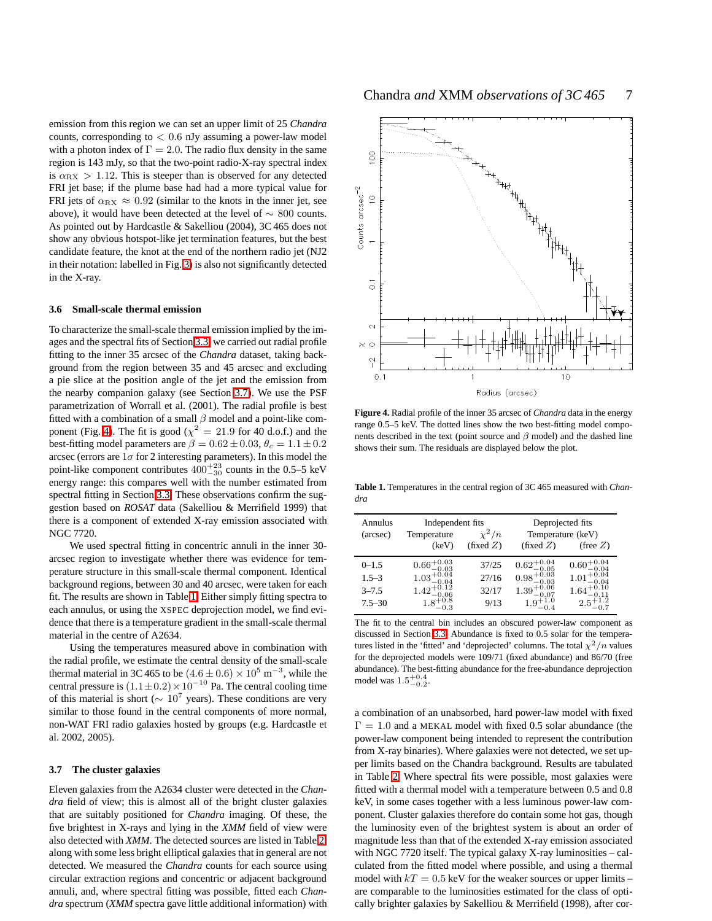emission from this region we can set an upper limit of 25 *Chandra* counts, corresponding to $< 0.6$ nJy assuming a power-law model with a photon index of $\Gamma = 2.0$. The radio flux density in the same region is 143 mJy, so that the two-point radio-X-ray spectral index is $\alpha_{\rm RX} > 1.12$. This is steeper than is observed for any detected FRI jet base; if the plume base had had a more typical value for FRI jets of $\alpha_{\rm RX} \approx 0.92$ (similar to the knots in the inner jet, see above), it would have been detected at the level of $\sim 800$ counts. As pointed out by Hardcastle & Sakelliou (2004), 3C 465 does not show any obvious hotspot-like jet termination features, but the best candidate feature, the knot at the end of the northern radio jet (NJ2 in their notation: labelled in Fig. 3) is also not significantly detected in the X-ray.

### 3.6 Small-scale thermal emission

To characterize the small-scale thermal emission implied by the images and the spectral fits of Section 3.3, we carried out radial profile fitting to the inner 35 arcsec of the *Chandra* dataset, taking background from the region between 35 and 45 arcsec and excluding a pie slice at the position angle of the jet and the emission from the nearby companion galaxy (see Section 3.7). We use the PSF parametrization of Worrall et al. (2001). The radial profile is best fitted with a combination of a small $\beta$ model and a point-like component (Fig. 4). The fit is good ($\chi^2 = 21.9$ for 40 d.o.f.) and the best-fitting model parameters are $\beta = 0.62 \pm 0.03$, $\theta_c = 1.1 \pm 0.2$ arcsec (errors are $1\sigma$ for 2 interesting parameters). In this model the point-like component contributes $400^{+23}_{-30}$ counts in the 0.5–5 keV energy range: this compares well with the number estimated from spectral fitting in Section 3.3. These observations confirm the suggestion based on *ROSAT* data (Sakelliou & Merrifield 1999) that there is a component of extended X-ray emission associated with NGC 7720.

We used spectral fitting in concentric annuli in the inner 30-arcsec region to investigate whether there was evidence for temperature structure in this small-scale thermal component. Identical background regions, between 30 and 40 arcsec, were taken for each fit. The results are shown in Table 1. Either simply fitting spectra to each annulus, or using the XSPEC deprojection model, we find evidence that there is a temperature gradient in the small-scale thermal material in the centre of A2634.

Using the temperatures measured above in combination with the radial profile, we estimate the central density of the small-scale thermal material in 3C 465 to be $(4.6 \pm 0.6) \times 10^5$ m$^{-3}$, while the central pressure is $(1.1 \pm 0.2) \times 10^{-10}$ Pa. The central cooling time of this material is short ($\sim 10^7$ years). These conditions are very similar to those found in the central components of more normal, non-WAT FRI radio galaxies hosted by groups (e.g. Hardcastle et al. 2002, 2005).

### 3.7 The cluster galaxies

Eleven galaxies from the A2634 cluster were detected in the *Chandra* field of view; this is almost all of the bright cluster galaxies that are suitably positioned for *Chandra* imaging. Of these, the five brightest in X-rays and lying in the *XMM* field of view were also detected with *XMM*. The detected sources are listed in Table 2, along with some less bright elliptical galaxies that in general are not detected. We measured the *Chandra* counts for each source using circular extraction regions and concentric or adjacent background annuli, and, where spectral fitting was possible, fitted each *Chandra* spectrum (*XMM* spectra gave little additional information) with a combination of an unabsorbed, hard power-law model with fixed $\Gamma = 1.0$ and a MEKAL model with fixed 0.5 solar abundance (the power-law component being intended to represent the contribution from X-ray binaries). Where galaxies were not detected, we set upper limits based on the Chandra background. Results are tabulated in Table 2. Where spectral fits were possible, most galaxies were fitted with a thermal model with a temperature between 0.5 and 0.8 keV, in some cases together with a less luminous power-law component. Cluster galaxies therefore do contain some hot gas, though the luminosity even of the brightest system is about an order of magnitude less than that of the extended X-ray emission associated with NGC 7720 itself. The typical galaxy X-ray luminosities – calculated from the fitted model where possible, and using a thermal model with $kT = 0.5$ keV for the weaker sources or upper limits – are comparable to the luminosities estimated for the class of optically brighter galaxies by Sakelliou & Merrifield (1998), after cor-

**Figure 4.** Radial profile of the inner 35 arcsec of *Chandra* data in the energy range 0.5–5 keV. The dotted lines show the two best-fitting model components described in the text (point source and $\beta$ model) and the dashed line shows their sum. The residuals are displayed below the plot.

**Table 1.** Temperatures in the central region of 3C 465 measured with *Chandra*

| Annulus (arcsec) | Independent fits Temperature (keV) | $\chi^2/n$ (fixed $Z$) | Deprojected fits Temperature (keV) (fixed $Z$) | (free $Z$) |
|---|---|---|---|---|
| 0–1.5 | $0.66^{+0.03}_{-0.03}$ | 37/25 | $0.62^{+0.04}_{-0.05}$ | $0.60^{+0.04}_{-0.04}$ |
| 1.5–3 | $1.03^{+0.04}_{-0.04}$ | 27/16 | $0.98^{+0.03}_{-0.03}$ | $1.01^{+0.04}_{-0.04}$ |
| 3–7.5 | $1.42^{+0.12}_{-0.06}$ | 32/17 | $1.39^{+0.06}_{-0.07}$ | $1.64^{+0.10}_{-0.11}$ |
| 7.5–30 | $1.8^{+0.8}_{-0.3}$ | 9/13 | $1.9^{+1.0}_{-0.4}$ | $2.5^{+1.2}_{-0.7}$ |

The fit to the central bin includes an obscured power-law component as discussed in Section 3.3. Abundance is fixed to 0.5 solar for the temperatures listed in the 'fitted' and 'deprojected' columns. The total $\chi^2/n$ values for the deprojected models were 109/71 (fixed abundance) and 86/70 (free abundance). The best-fitting abundance for the free-abundance deprojection model was $1.5^{+0.4}_{-0.2}$.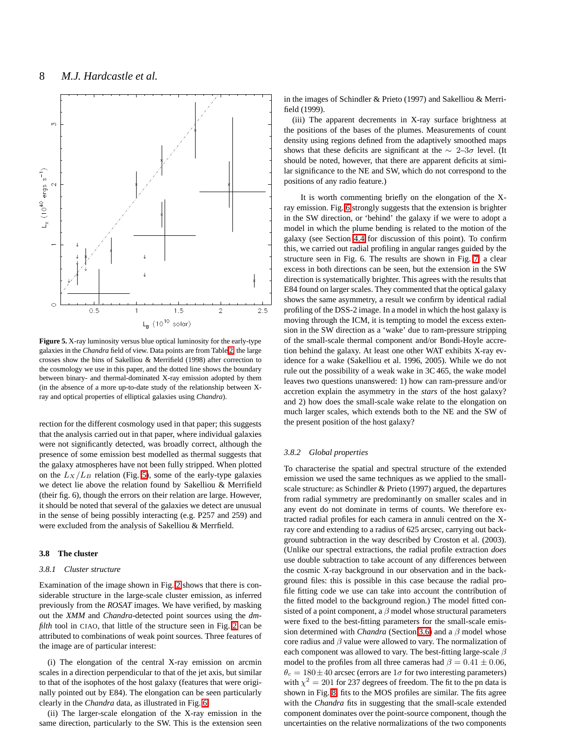**Figure 5.** X-ray luminosity versus blue optical luminosity for the early-type galaxies in the *Chandra* field of view. Data points are from Table 2; the large crosses show the bins of Sakelliou & Merrifield (1998) after correction to the cosmology we use in this paper, and the dotted line shows the boundary between binary- and thermal-dominated X-ray emission adopted by them (in the absence of a more up-to-date study of the relationship between X-ray and optical properties of elliptical galaxies using *Chandra*).

rection for the different cosmology used in that paper; this suggests that the analysis carried out in that paper, where individual galaxies were not significantly detected, was broadly correct, although the presence of some emission best modelled as thermal suggests that the galaxy atmospheres have not been fully stripped. When plotted on the $L_X/L_B$ relation (Fig. 5), some of the early-type galaxies we detect lie above the relation found by Sakelliou & Merrifield (their fig. 6), though the errors on their relation are large. However, it should be noted that several of the galaxies we detect are unusual in the sense of being possibly interacting (e.g. P257 and 259) and were excluded from the analysis of Sakelliou & Merrfield.

### 3.8 The cluster

#### 3.8.1 Cluster structure

Examination of the image shown in Fig. 2 shows that there is considerable structure in the large-scale cluster emission, as inferred previously from the *ROSAT* images. We have verified, by masking out the *XMM* and *Chandra*-detected point sources using the *dmfilth* tool in CIAO, that little of the structure seen in Fig. 2 can be attributed to combinations of weak point sources. Three features of the image are of particular interest:

(i) The elongation of the central X-ray emission on arcmin scales in a direction perpendicular to that of the jet axis, but similar to that of the isophotes of the host galaxy (features that were originally pointed out by E84). The elongation can be seen particularly clearly in the *Chandra* data, as illustrated in Fig. 6.

(ii) The larger-scale elongation of the X-ray emission in the same direction, particularly to the SW. This is the extension seen in the images of Schindler & Prieto (1997) and Sakelliou & Merrifield (1999).

(iii) The apparent decrements in X-ray surface brightness at the positions of the bases of the plumes. Measurements of count density using regions defined from the adaptively smoothed maps shows that these deficits are significant at the $\sim$ 2–3$\sigma$ level. (It should be noted, however, that there are apparent deficits at similar significance to the NE and SW, which do not correspond to the positions of any radio feature.)

It is worth commenting briefly on the elongation of the X-ray emission. Fig. 6 strongly suggests that the extension is brighter in the SW direction, or 'behind' the galaxy if we were to adopt a model in which the plume bending is related to the motion of the galaxy (see Section 4.4 for discussion of this point). To confirm this, we carried out radial profiling in angular ranges guided by the structure seen in Fig. 6. The results are shown in Fig. 7: a clear excess in both directions can be seen, but the extension in the SW direction is systematically brighter. This agrees with the results that E84 found on larger scales. They commented that the optical galaxy shows the same asymmetry, a result we confirm by identical radial profiling of the DSS-2 image. In a model in which the host galaxy is moving through the ICM, it is tempting to model the excess extension in the SW direction as a 'wake' due to ram-pressure stripping of the small-scale thermal component and/or Bondi-Hoyle accretion behind the galaxy. At least one other WAT exhibits X-ray evidence for a wake (Sakelliou et al. 1996, 2005). While we do not rule out the possibility of a weak wake in 3C 465, the wake model leaves two questions unanswered: 1) how can ram-pressure and/or accretion explain the asymmetry in the *stars* of the host galaxy? and 2) how does the small-scale wake relate to the elongation on much larger scales, which extends both to the NE and the SW of the present position of the host galaxy?

#### 3.8.2 Global properties

To characterise the spatial and spectral structure of the extended emission we used the same techniques as we applied to the small-scale structure: as Schindler & Prieto (1997) argued, the departures from radial symmetry are predominantly on smaller scales and in any event do not dominate in terms of counts. We therefore extracted radial profiles for each camera in annuli centred on the X-ray core and extending to a radius of 625 arcsec, carrying out background subtraction in the way described by Croston et al. (2003). (Unlike our spectral extractions, the radial profile extraction *does* use double subtraction to take account of any differences between the cosmic X-ray background in our observation and in the background files: this is possible in this case because the radial profile fitting code we use can take into account the contribution of the fitted model to the background region.) The model fitted consisted of a point component, a $\beta$ model whose structural parameters were fixed to the best-fitting parameters for the small-scale emission determined with *Chandra* (Section 3.6) and a $\beta$ model whose core radius and $\beta$ value were allowed to vary. The normalization of each component was allowed to vary. The best-fitting large-scale $\beta$ model to the profiles from all three cameras had $\beta = 0.41 \pm 0.06$, $\theta_c = 180 \pm 40$ arcsec (errors are $1\sigma$ for two interesting parameters) with $\chi^2 = 201$ for 237 degrees of freedom. The fit to the pn data is shown in Fig. 8; fits to the MOS profiles are similar. The fits agree with the *Chandra* fits in suggesting that the small-scale extended component dominates over the point-source component, though the uncertainties on the relative normalizations of the two components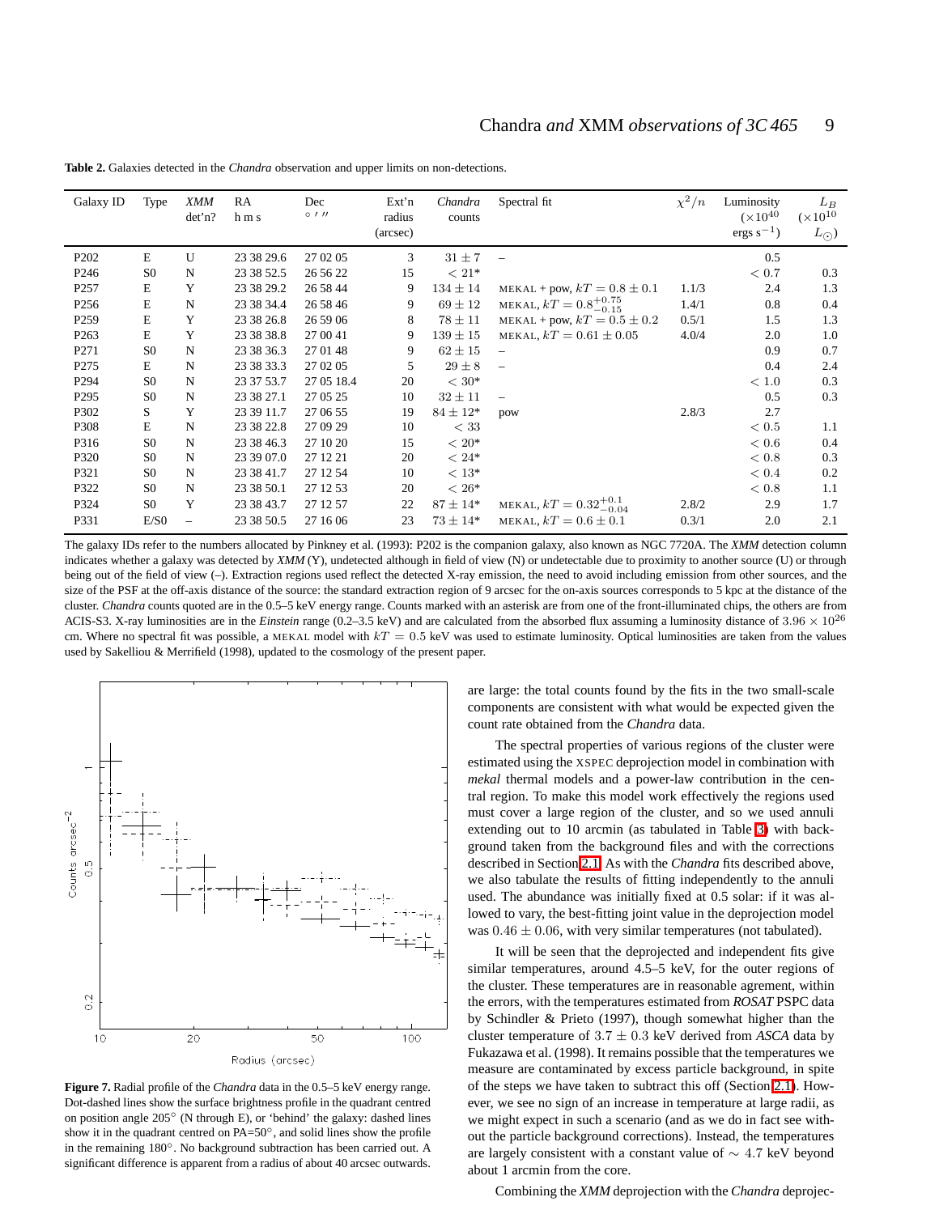**Table 2.** Galaxies detected in the *Chandra* observation and upper limits on non-detections.

| Galaxy ID | Type | *XMM* det'n? | RA h m s | Dec ° ′ ″ | Ext'n radius (arcsec) | *Chandra* counts | Spectral fit | $\chi^2/n$ | Luminosity ($\times 10^{40}$ ergs s$^{-1}$) | $L_B$ ($\times 10^{10}$ $L_\odot$) |
|---|---|---|---|---|---|---|---|---|---|---|
| P202 | E | U | 23 38 29.6 | 27 02 05 | 3 | $31 \pm 7$ | – | | 0.5 | |
| P246 | S0 | N | 23 38 52.5 | 26 56 22 | 15 | $< 21$* | | | $< 0.7$ | 0.3 |
| P257 | E | Y | 23 38 29.2 | 26 58 44 | 9 | $134 \pm 14$ | MEKAL + pow, $kT = 0.8 \pm 0.1$ | 1.1/3 | 2.4 | 1.3 |
| P256 | E | N | 23 38 34.4 | 26 58 46 | 9 | $69 \pm 12$ | MEKAL, $kT = 0.8^{+0.75}_{-0.15}$ | 1.4/1 | 0.8 | 0.4 |
| P259 | E | Y | 23 38 26.8 | 26 59 06 | 8 | $78 \pm 11$ | MEKAL + pow, $kT = 0.5 \pm 0.2$ | 0.5/1 | 1.5 | 1.3 |
| P263 | E | Y | 23 38 38.8 | 27 00 41 | 9 | $139 \pm 15$ | MEKAL, $kT = 0.61 \pm 0.05$ | 4.0/4 | 2.0 | 1.0 |
| P271 | S0 | N | 23 38 36.3 | 27 01 48 | 9 | $62 \pm 15$ | – | | 0.9 | 0.7 |
| P275 | E | N | 23 38 33.3 | 27 02 05 | 5 | $29 \pm 8$ | – | | 0.4 | 2.4 |
| P294 | S0 | N | 23 37 53.7 | 27 05 18.4 | 20 | $< 30$* | | | $< 1.0$ | 0.3 |
| P295 | S0 | N | 23 38 27.1 | 27 05 25 | 10 | $32 \pm 11$ | – | | 0.5 | 0.3 |
| P302 | S | Y | 23 39 11.7 | 27 06 55 | 19 | $84 \pm 12$* | pow | 2.8/3 | 2.7 | |
| P308 | E | N | 23 38 22.8 | 27 09 29 | 10 | $< 33$ | | | $< 0.5$ | 1.1 |
| P316 | S0 | N | 23 38 46.3 | 27 10 20 | 15 | $< 20$* | | | $< 0.6$ | 0.4 |
| P320 | S0 | N | 23 39 07.0 | 27 12 21 | 20 | $< 24$* | | | $< 0.8$ | 0.3 |
| P321 | S0 | N | 23 38 41.7 | 27 12 54 | 10 | $< 13$* | | | $< 0.4$ | 0.2 |
| P322 | S0 | N | 23 38 50.1 | 27 12 53 | 20 | $< 26$* | | | $< 0.8$ | 1.1 |
| P324 | S0 | Y | 23 38 43.7 | 27 12 57 | 22 | $87 \pm 14$* | MEKAL, $kT = 0.32^{+0.1}_{-0.04}$ | 2.8/2 | 2.9 | 1.7 |
| P331 | E/S0 | – | 23 38 50.5 | 27 16 06 | 23 | $73 \pm 14$* | MEKAL, $kT = 0.6 \pm 0.1$ | 0.3/1 | 2.0 | 2.1 |

The galaxy IDs refer to the numbers allocated by Pinkney et al. (1993): P202 is the companion galaxy, also known as NGC 7720A. The *XMM* detection column indicates whether a galaxy was detected by *XMM* (Y), undetected although in field of view (N) or undetectable due to proximity to another source (U) or through being out of the field of view (–). Extraction regions used reflect the detected X-ray emission, the need to avoid including emission from other sources, and the size of the PSF at the off-axis distance of the source: the standard extraction region of 9 arcsec for the on-axis sources corresponds to 5 kpc at the distance of the cluster. *Chandra* counts quoted are in the 0.5–5 keV energy range. Counts marked with an asterisk are from one of the front-illuminated chips, the others are from ACIS-S3. X-ray luminosities are in the *Einstein* range (0.2–3.5 keV) and are calculated from the absorbed flux assuming a luminosity distance of $3.96 \times 10^{26}$ cm. Where no spectral fit was possible, a MEKAL model with $kT = 0.5$ keV was used to estimate luminosity. Optical luminosities are taken from the values used by Sakelliou & Merrifield (1998), updated to the cosmology of the present paper.

**Figure 7.** Radial profile of the *Chandra* data in the 0.5–5 keV energy range. Dot-dashed lines show the surface brightness profile in the quadrant centred on position angle 205° (N through E), or 'behind' the galaxy: dashed lines show it in the quadrant centred on PA=50°, and solid lines show the profile in the remaining 180°. No background subtraction has been carried out. A significant difference is apparent from a radius of about 40 arcsec outwards.

are large: the total counts found by the fits in the two small-scale components are consistent with what would be expected given the count rate obtained from the *Chandra* data.

The spectral properties of various regions of the cluster were estimated using the XSPEC deprojection model in combination with *mekal* thermal models and a power-law contribution in the central region. To make this model work effectively the regions used must cover a large region of the cluster, and so we used annuli extending out to 10 arcmin (as tabulated in Table 3) with background taken from the background files and with the corrections described in Section 2.1. As with the *Chandra* fits described above, we also tabulate the results of fitting independently to the annuli used. The abundance was initially fixed at 0.5 solar: if it was allowed to vary, the best-fitting joint value in the deprojection model was $0.46 \pm 0.06$, with very similar temperatures (not tabulated).

It will be seen that the deprojected and independent fits give similar temperatures, around 4.5–5 keV, for the outer regions of the cluster. These temperatures are in reasonable agreement, within the errors, with the temperatures estimated from *ROSAT* PSPC data by Schindler & Prieto (1997), though somewhat higher than the cluster temperature of $3.7 \pm 0.3$ keV derived from *ASCA* data by Fukazawa et al. (1998). It remains possible that the temperatures we measure are contaminated by excess particle background, in spite of the steps we have taken to subtract this off (Section 2.1). However, we see no sign of an increase in temperature at large radii, as we might expect in such a scenario (and as we do in fact see without the particle background corrections). Instead, the temperatures are largely consistent with a constant value of $\sim 4.7$ keV beyond about 1 arcmin from the core.

Combining the *XMM* deprojection with the *Chandra* deprojec-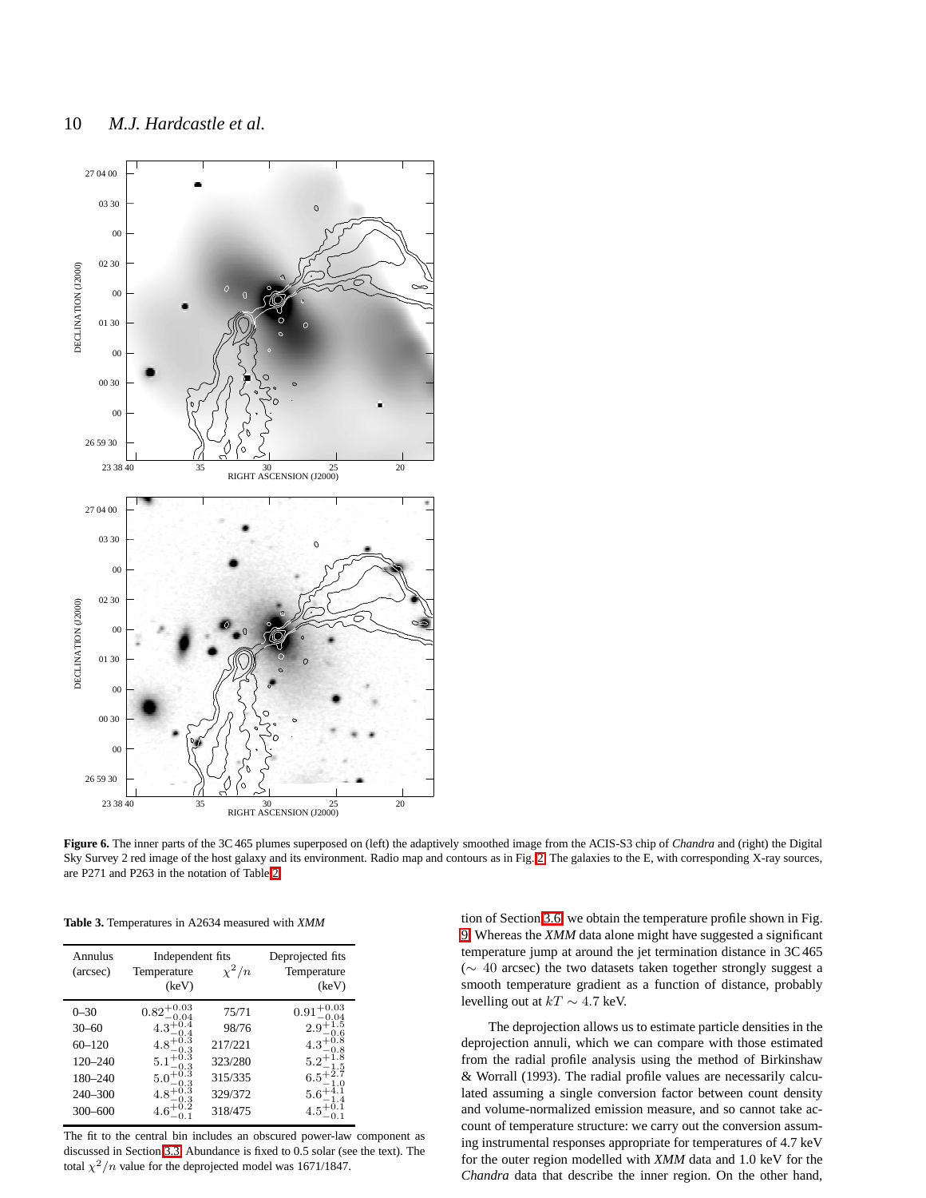**Figure 6.** The inner parts of the 3C 465 plumes superposed on (left) the adaptively smoothed image from the ACIS-S3 chip of *Chandra* and (right) the Digital Sky Survey 2 red image of the host galaxy and its environment. Radio map and contours as in Fig. 2. The galaxies to the E, with corresponding X-ray sources, are P271 and P263 in the notation of Table 2.

**Table 3.** Temperatures in A2634 measured with *XMM*

| Annulus (arcsec) | Independent fits | | Deprojected fits |
|---|---|---|---|
| | Temperature (keV) | $\chi^2/n$ | Temperature (keV) |
| 0–30 | $0.82^{+0.03}_{-0.04}$ | 75/71 | $0.91^{+0.03}_{-0.04}$ |
| 30–60 | $4.3^{+0.4}_{-0.4}$ | 98/76 | $2.9^{+1.5}_{-0.6}$ |
| 60–120 | $4.8^{+0.3}_{-0.3}$ | 217/221 | $4.3^{+0.8}_{-0.8}$ |
| 120–240 | $5.1^{+0.3}_{-0.3}$ | 323/280 | $5.2^{+1.8}_{-1.5}$ |
| 180–240 | $5.0^{+0.3}_{-0.3}$ | 315/335 | $6.5^{+2.7}_{-1.0}$ |
| 240–300 | $4.8^{+0.3}_{-0.3}$ | 329/372 | $5.6^{+4.1}_{-1.4}$ |
| 300–600 | $4.6^{+0.2}_{-0.1}$ | 318/475 | $4.5^{+0.1}_{-0.1}$ |

The fit to the central bin includes an obscured power-law component as discussed in Section 3.3. Abundance is fixed to 0.5 solar (see the text). The total $\chi^2/n$ value for the deprojected model was 1671/1847.

tion of Section 3.6, we obtain the temperature profile shown in Fig. 9. Whereas the *XMM* data alone might have suggested a significant temperature jump at around the jet termination distance in 3C 465 ($\sim 40$ arcsec) the two datasets taken together strongly suggest a smooth temperature gradient as a function of distance, probably levelling out at $kT \sim 4.7$ keV.

The deprojection allows us to estimate particle densities in the deprojection annuli, which we can compare with those estimated from the radial profile using the method of Birkinshaw & Worrall (1993). The radial profile values are necessarily calculated assuming a single conversion factor between count density and volume-normalized emission measure, and so cannot take account of temperature structure: we carry out the conversion assuming instrumental responses appropriate for temperatures of 4.7 keV for the outer region modelled with *XMM* data and 1.0 keV for the *Chandra* data that describe the inner region. On the other hand,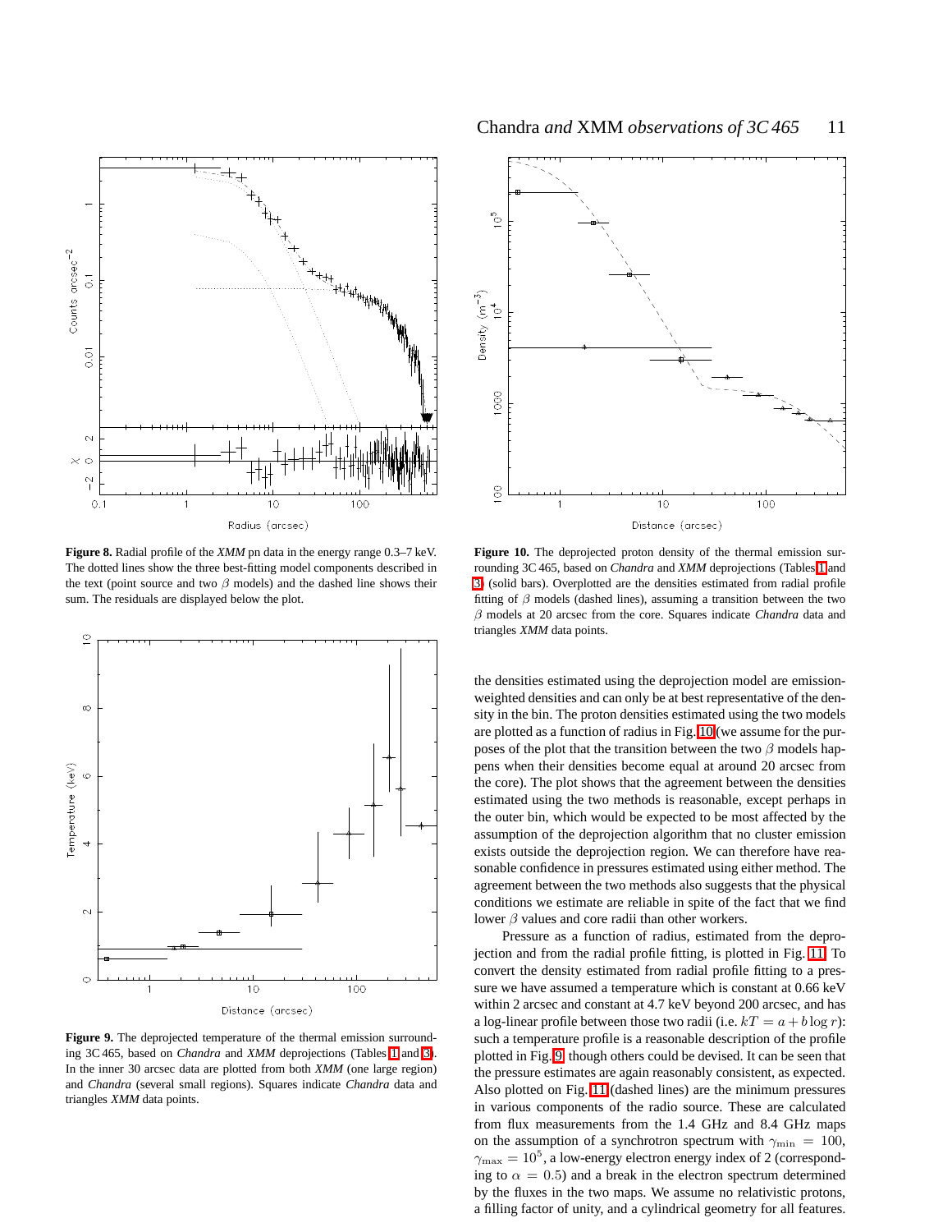**Figure 8.** Radial profile of the *XMM* pn data in the energy range 0.3–7 keV. The dotted lines show the three best-fitting model components described in the text (point source and two $\beta$ models) and the dashed line shows their sum. The residuals are displayed below the plot.

**Figure 9.** The deprojected temperature of the thermal emission surrounding 3C 465, based on *Chandra* and *XMM* deprojections (Tables 1 and 3). In the inner 30 arcsec data are plotted from both *XMM* (one large region) and *Chandra* (several small regions). Squares indicate *Chandra* data and triangles *XMM* data points.

**Figure 10.** The deprojected proton density of the thermal emission surrounding 3C 465, based on *Chandra* and *XMM* deprojections (Tables 1 and 3) (solid bars). Overplotted are the densities estimated from radial profile fitting of $\beta$ models (dashed lines), assuming a transition between the two $\beta$ models at 20 arcsec from the core. Squares indicate *Chandra* data and triangles *XMM* data points.

the densities estimated using the deprojection model are emission-weighted densities and can only be at best representative of the density in the bin. The proton densities estimated using the two models are plotted as a function of radius in Fig. 10 (we assume for the purposes of the plot that the transition between the two $\beta$ models happens when their densities become equal at around 20 arcsec from the core). The plot shows that the agreement between the densities estimated using the two methods is reasonable, except perhaps in the outer bin, which would be expected to be most affected by the assumption of the deprojection algorithm that no cluster emission exists outside the deprojection region. We can therefore have reasonable confidence in pressures estimated using either method. The agreement between the two methods also suggests that the physical conditions we estimate are reliable in spite of the fact that we find lower $\beta$ values and core radii than other workers.

Pressure as a function of radius, estimated from the deprojection and from the radial profile fitting, is plotted in Fig. 11. To convert the density estimated from radial profile fitting to a pressure we have assumed a temperature which is constant at 0.66 keV within 2 arcsec and constant at 4.7 keV beyond 200 arcsec, and has a log-linear profile between those two radii (i.e. $kT = a + b \log r$): such a temperature profile is a reasonable description of the profile plotted in Fig. 9, though others could be devised. It can be seen that the pressure estimates are again reasonably consistent, as expected. Also plotted on Fig. 11 (dashed lines) are the minimum pressures in various components of the radio source. These are calculated from flux measurements from the 1.4 GHz and 8.4 GHz maps on the assumption of a synchrotron spectrum with $\gamma_{\min} = 100$, $\gamma_{\max} = 10^5$, a low-energy electron energy index of 2 (corresponding to $\alpha = 0.5$) and a break in the electron spectrum determined by the fluxes in the two maps. We assume no relativistic protons, a filling factor of unity, and a cylindrical geometry for all features.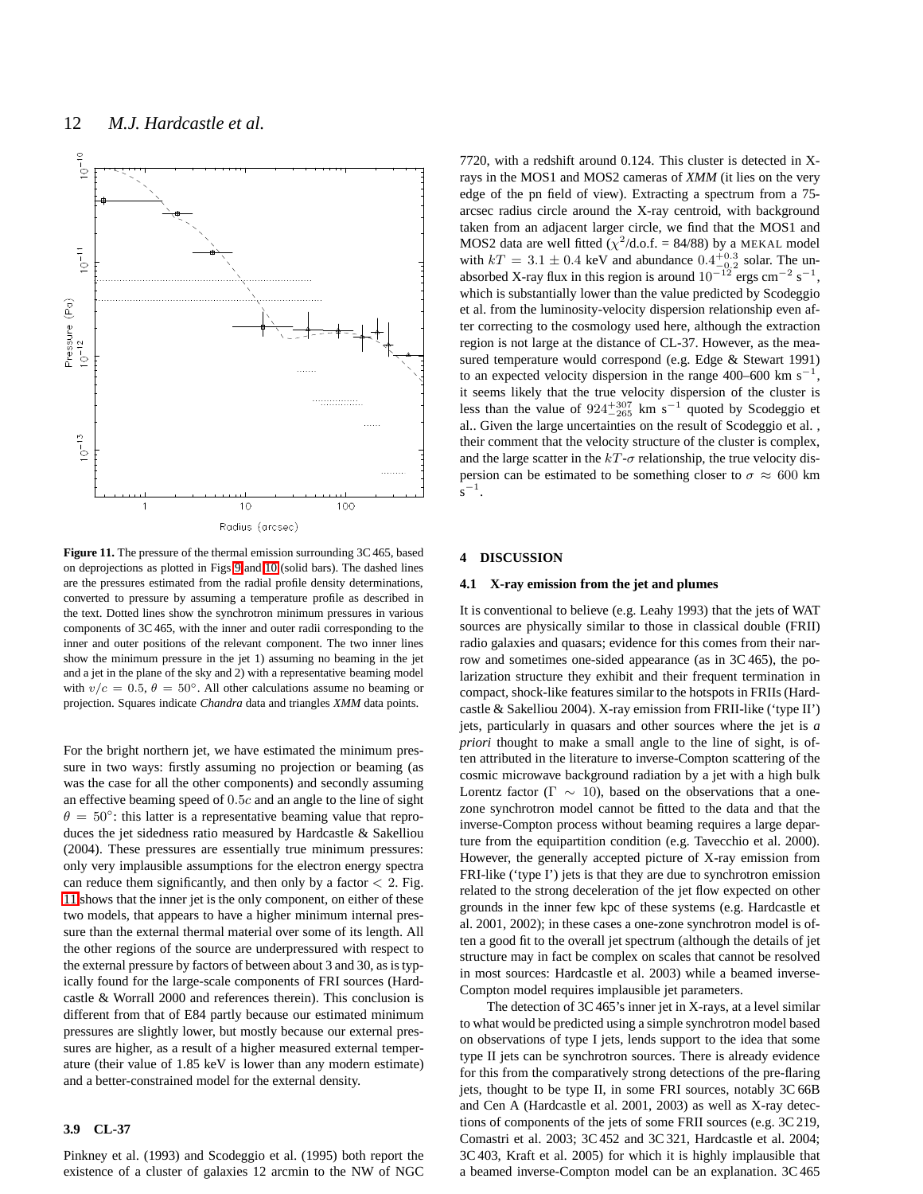**Figure 11.** The pressure of the thermal emission surrounding 3C 465, based on deprojections as plotted in Figs 9 and 10 (solid bars). The dashed lines are the pressures estimated from the radial profile density determinations, converted to pressure by assuming a temperature profile as described in the text. Dotted lines show the synchrotron minimum pressures in various components of 3C 465, with the inner and outer radii corresponding to the inner and outer positions of the relevant component. The two inner lines show the minimum pressure in the jet 1) assuming no beaming in the jet and a jet in the plane of the sky and 2) with a representative beaming model with $v/c = 0.5$, $\theta = 50°$. All other calculations assume no beaming or projection. Squares indicate *Chandra* data and triangles *XMM* data points.

For the bright northern jet, we have estimated the minimum pressure in two ways: firstly assuming no projection or beaming (as was the case for all the other components) and secondly assuming an effective beaming speed of $0.5c$ and an angle to the line of sight $\theta = 50°$: this latter is a representative beaming value that reproduces the jet sidedness ratio measured by Hardcastle & Sakelliou (2004). These pressures are essentially true minimum pressures: only very implausible assumptions for the electron energy spectra can reduce them significantly, and then only by a factor $< 2$. Fig. 11 shows that the inner jet is the only component, on either of these two models, that appears to have a higher minimum internal pressure than the external thermal material over some of its length. All the other regions of the source are underpressured with respect to the external pressure by factors of between about 3 and 30, as is typically found for the large-scale components of FRI sources (Hardcastle & Worrall 2000 and references therein). This conclusion is different from that of E84 partly because our estimated minimum pressures are slightly lower, but mostly because our external pressures are higher, as a result of a higher measured external temperature (their value of 1.85 keV is lower than any modern estimate) and a better-constrained model for the external density.

### 3.9 CL-37

Pinkney et al. (1993) and Scodeggio et al. (1995) both report the existence of a cluster of galaxies 12 arcmin to the NW of NGC 7720, with a redshift around 0.124. This cluster is detected in X-rays in the MOS1 and MOS2 cameras of *XMM* (it lies on the very edge of the pn field of view). Extracting a spectrum from a 75-arcsec radius circle around the X-ray centroid, with background taken from an adjacent larger circle, we find that the MOS1 and MOS2 data are well fitted ($\chi^2$/d.o.f. = 84/88) by a MEKAL model with $kT = 3.1 \pm 0.4$ keV and abundance $0.4^{+0.3}_{-0.2}$ solar. The unabsorbed X-ray flux in this region is around $10^{-12}$ ergs cm$^{-2}$ s$^{-1}$, which is substantially lower than the value predicted by Scodeggio et al. from the luminosity-velocity dispersion relationship even after correcting to the cosmology used here, although the extraction region is not large at the distance of CL-37. However, as the measured temperature would correspond (e.g. Edge & Stewart 1991) to an expected velocity dispersion in the range 400–600 km s$^{-1}$, it seems likely that the true velocity dispersion of the cluster is less than the value of $924^{+307}_{-265}$ km s$^{-1}$ quoted by Scodeggio et al.. Given the large uncertainties on the result of Scodeggio et al. , their comment that the velocity structure of the cluster is complex, and the large scatter in the $kT$-$\sigma$ relationship, the true velocity dispersion can be estimated to be something closer to $\sigma \approx 600$ km s$^{-1}$.

## 4 DISCUSSION

### 4.1 X-ray emission from the jet and plumes

It is conventional to believe (e.g. Leahy 1993) that the jets of WAT sources are physically similar to those in classical double (FRII) radio galaxies and quasars; evidence for this comes from their narrow and sometimes one-sided appearance (as in 3C 465), the polarization structure they exhibit and their frequent termination in compact, shock-like features similar to the hotspots in FRIIs (Hardcastle & Sakelliou 2004). X-ray emission from FRII-like ('type II') jets, particularly in quasars and other sources where the jet is *a priori* thought to make a small angle to the line of sight, is often attributed in the literature to inverse-Compton scattering of the cosmic microwave background radiation by a jet with a high bulk Lorentz factor ($\Gamma \sim 10$), based on the observations that a one-zone synchrotron model cannot be fitted to the data and that the inverse-Compton process without beaming requires a large departure from the equipartition condition (e.g. Tavecchio et al. 2000). However, the generally accepted picture of X-ray emission from FRI-like ('type I') jets is that they are due to synchrotron emission related to the strong deceleration of the jet flow expected on other grounds in the inner few kpc of these systems (e.g. Hardcastle et al. 2001, 2002); in these cases a one-zone synchrotron model is often a good fit to the overall jet spectrum (although the details of jet structure may in fact be complex on scales that cannot be resolved in most sources: Hardcastle et al. 2003) while a beamed inverse-Compton model requires implausible jet parameters.

The detection of 3C 465's inner jet in X-rays, at a level similar to what would be predicted using a simple synchrotron model based on observations of type I jets, lends support to the idea that some type II jets can be synchrotron sources. There is already evidence for this from the comparatively strong detections of the pre-flaring jets, thought to be type II, in some FRI sources, notably 3C 66B and Cen A (Hardcastle et al. 2001, 2003) as well as X-ray detections of components of the jets of some FRII sources (e.g. 3C 219, Comastri et al. 2003; 3C 452 and 3C 321, Hardcastle et al. 2004; 3C 403, Kraft et al. 2005) for which it is highly implausible that a beamed inverse-Compton model can be an explanation. 3C 465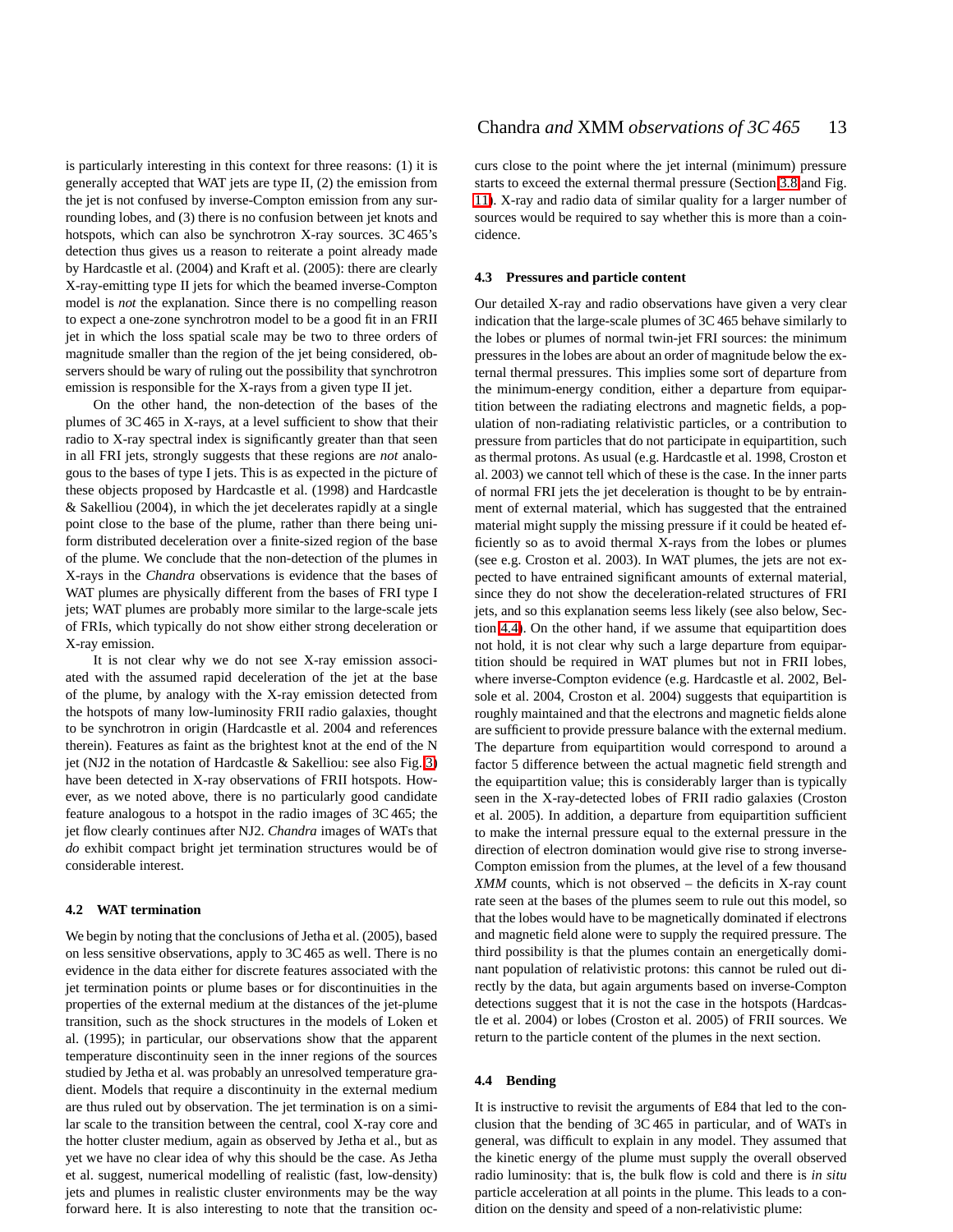is particularly interesting in this context for three reasons: (1) it is generally accepted that WAT jets are type II, (2) the emission from the jet is not confused by inverse-Compton emission from any surrounding lobes, and (3) there is no confusion between jet knots and hotspots, which can also be synchrotron X-ray sources. 3C 465's detection thus gives us a reason to reiterate a point already made by Hardcastle et al. (2004) and Kraft et al. (2005): there are clearly X-ray-emitting type II jets for which the beamed inverse-Compton model is *not* the explanation. Since there is no compelling reason to expect a one-zone synchrotron model to be a good fit in an FRII jet in which the loss spatial scale may be two to three orders of magnitude smaller than the region of the jet being considered, observers should be wary of ruling out the possibility that synchrotron emission is responsible for the X-rays from a given type II jet.

On the other hand, the non-detection of the bases of the plumes of 3C 465 in X-rays, at a level sufficient to show that their radio to X-ray spectral index is significantly greater than that seen in all FRI jets, strongly suggests that these regions are *not* analogous to the bases of type I jets. This is as expected in the picture of these objects proposed by Hardcastle et al. (1998) and Hardcastle & Sakelliou (2004), in which the jet decelerates rapidly at a single point close to the base of the plume, rather than there being uniform distributed deceleration over a finite-sized region of the base of the plume. We conclude that the non-detection of the plumes in X-rays in the *Chandra* observations is evidence that the bases of WAT plumes are physically different from the bases of FRI type I jets; WAT plumes are probably more similar to the large-scale jets of FRIs, which typically do not show either strong deceleration or X-ray emission.

It is not clear why we do not see X-ray emission associated with the assumed rapid deceleration of the jet at the base of the plume, by analogy with the X-ray emission detected from the hotspots of many low-luminosity FRII radio galaxies, thought to be synchrotron in origin (Hardcastle et al. 2004 and references therein). Features as faint as the brightest knot at the end of the N jet (NJ2 in the notation of Hardcastle & Sakelliou: see also Fig. 3) have been detected in X-ray observations of FRII hotspots. However, as we noted above, there is no particularly good candidate feature analogous to a hotspot in the radio images of 3C 465; the jet flow clearly continues after NJ2. *Chandra* images of WATs that *do* exhibit compact bright jet termination structures would be of considerable interest.

### 4.2 WAT termination

We begin by noting that the conclusions of Jetha et al. (2005), based on less sensitive observations, apply to 3C 465 as well. There is no evidence in the data either for discrete features associated with the jet termination points or plume bases or for discontinuities in the properties of the external medium at the distances of the jet-plume transition, such as the shock structures in the models of Loken et al. (1995); in particular, our observations show that the apparent temperature discontinuity seen in the inner regions of the sources studied by Jetha et al. was probably an unresolved temperature gradient. Models that require a discontinuity in the external medium are thus ruled out by observation. The jet termination is on a similar scale to the transition between the central, cool X-ray core and the hotter cluster medium, again as observed by Jetha et al., but as yet we have no clear idea of why this should be the case. As Jetha et al. suggest, numerical modelling of realistic (fast, low-density) jets and plumes in realistic cluster environments may be the way forward here. It is also interesting to note that the transition occurs close to the point where the jet internal (minimum) pressure starts to exceed the external thermal pressure (Section 3.8 and Fig. 11). X-ray and radio data of similar quality for a larger number of sources would be required to say whether this is more than a coincidence.

### 4.3 Pressures and particle content

Our detailed X-ray and radio observations have given a very clear indication that the large-scale plumes of 3C 465 behave similarly to the lobes or plumes of normal twin-jet FRI sources: the minimum pressures in the lobes are about an order of magnitude below the external thermal pressures. This implies some sort of departure from the minimum-energy condition, either a departure from equipartition between the radiating electrons and magnetic fields, a population of non-radiating relativistic particles, or a contribution to pressure from particles that do not participate in equipartition, such as thermal protons. As usual (e.g. Hardcastle et al. 1998, Croston et al. 2003) we cannot tell which of these is the case. In the inner parts of normal FRI jets the jet deceleration is thought to be by entrainment of external material, which has suggested that the entrained material might supply the missing pressure if it could be heated efficiently so as to avoid thermal X-rays from the lobes or plumes (see e.g. Croston et al. 2003). In WAT plumes, the jets are not expected to have entrained significant amounts of external material, since they do not show the deceleration-related structures of FRI jets, and so this explanation seems less likely (see also below, Section 4.4). On the other hand, if we assume that equipartition does not hold, it is not clear why such a large departure from equipartition should be required in WAT plumes but not in FRII lobes, where inverse-Compton evidence (e.g. Hardcastle et al. 2002, Belsole et al. 2004, Croston et al. 2004) suggests that equipartition is roughly maintained and that the electrons and magnetic fields alone are sufficient to provide pressure balance with the external medium. The departure from equipartition would correspond to around a factor 5 difference between the actual magnetic field strength and the equipartition value; this is considerably larger than is typically seen in the X-ray-detected lobes of FRII radio galaxies (Croston et al. 2005). In addition, a departure from equipartition sufficient to make the internal pressure equal to the external pressure in the direction of electron domination would give rise to strong inverse-Compton emission from the plumes, at the level of a few thousand *XMM* counts, which is not observed – the deficits in X-ray count rate seen at the bases of the plumes seem to rule out this model, so that the lobes would have to be magnetically dominated if electrons and magnetic field alone were to supply the required pressure. The third possibility is that the plumes contain an energetically dominant population of relativistic protons: this cannot be ruled out directly by the data, but again arguments based on inverse-Compton detections suggest that it is not the case in the hotspots (Hardcastle et al. 2004) or lobes (Croston et al. 2005) of FRII sources. We return to the particle content of the plumes in the next section.

### 4.4 Bending

It is instructive to revisit the arguments of E84 that led to the conclusion that the bending of 3C 465 in particular, and of WATs in general, was difficult to explain in any model. They assumed that the kinetic energy of the plume must supply the overall observed radio luminosity: that is, the bulk flow is cold and there is *in situ* particle acceleration at all points in the plume. This leads to a condition on the density and speed of a non-relativistic plume: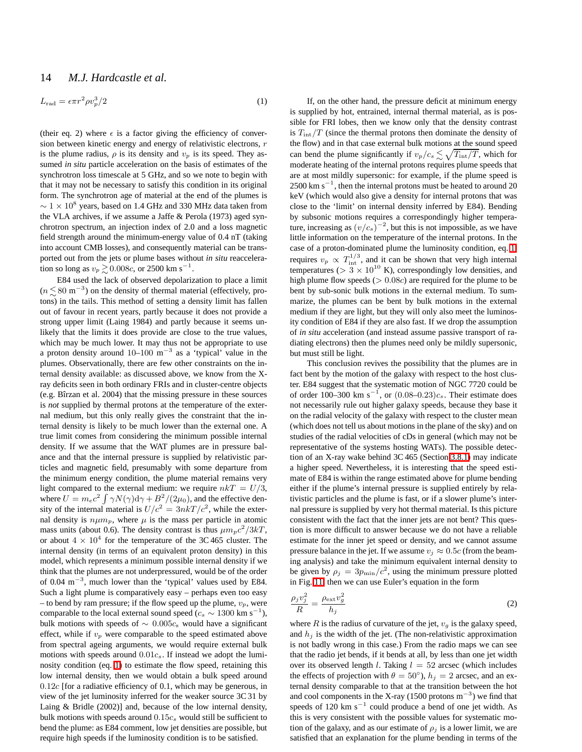$$L_{\rm rad} = \epsilon \pi r^2 \rho v_p^3/2 \tag{1}$$

(their eq. 2) where $\epsilon$ is a factor giving the efficiency of conversion between kinetic energy and energy of relativistic electrons, $r$ is the plume radius, $\rho$ is its density and $v_p$ is its speed. They assumed *in situ* particle acceleration on the basis of estimates of the synchrotron loss timescale at 5 GHz, and so we note to begin with that it may not be necessary to satisfy this condition in its original form. The synchrotron age of material at the end of the plumes is $\sim 1 \times 10^8$ years, based on 1.4 GHz and 330 MHz data taken from the VLA archives, if we assume a Jaffe & Perola (1973) aged synchrotron spectrum, an injection index of 2.0 and a loss magnetic field strength around the minimum-energy value of 0.4 nT (taking into account CMB losses), and consequently material can be transported out from the jets or plume bases without *in situ* reacceleration so long as $v_p \gtrsim 0.008c$, or 2500 km s$^{-1}$.

E84 used the lack of observed depolarization to place a limit ($n \lesssim 80$ m$^{-3}$) on the density of thermal material (effectively, protons) in the tails. This method of setting a density limit has fallen out of favour in recent years, partly because it does not provide a strong upper limit (Laing 1984) and partly because it seems unlikely that the limits it does provide are close to the true values, which may be much lower. It may thus not be appropriate to use a proton density around 10–100 m$^{-3}$ as a 'typical' value in the plumes. Observationally, there are few other constraints on the internal density available: as discussed above, we know from the X-ray deficits seen in both ordinary FRIs and in cluster-centre objects (e.g. Bîrzan et al. 2004) that the missing pressure in these sources is *not* supplied by thermal protons at the temperature of the external medium, but this only really gives the constraint that the internal density is likely to be much lower than the external one. A true limit comes from considering the minimum possible internal density. If we assume that the WAT plumes are in pressure balance and that the internal pressure is supplied by relativistic particles and magnetic field, presumably with some departure from the minimum energy condition, the plume material remains very light compared to the external medium: we require $nkT = U/3$, where $U = m_e c^2 \int \gamma N(\gamma) {\rm d}\gamma + B^2/(2\mu_0)$, and the effective density of the internal material is $U/c^2 = 3nkT/c^2$, while the external density is $n\mu m_p$, where $\mu$ is the mass per particle in atomic mass units (about 0.6). The density contrast is thus $\mu m_p c^2/3kT$, or about $4 \times 10^4$ for the temperature of the 3C 465 cluster. The internal density (in terms of an equivalent proton density) in this model, which represents a minimum possible internal density if we think that the plumes are not underpressured, would be of the order of 0.04 m$^{-3}$, much lower than the 'typical' values used by E84. Such a light plume is comparatively easy – perhaps even too easy – to bend by ram pressure; if the flow speed up the plume, $v_p$, were comparable to the local external sound speed ($c_s \sim 1300$ km s$^{-1}$), bulk motions with speeds of $\sim 0.005c_s$ would have a significant effect, while if $v_p$ were comparable to the speed estimated above from spectral ageing arguments, we would require external bulk motions with speeds around $0.01c_s$. If instead we adopt the luminosity condition (eq. 1) to estimate the flow speed, retaining this low internal density, then we would obtain a bulk speed around $0.12c$ [for a radiative efficiency of 0.1, which may be generous, in view of the jet luminosity inferred for the weaker source 3C 31 by Laing & Bridle (2002)] and, because of the low internal density, bulk motions with speeds around $0.15c_s$ would still be sufficient to bend the plume: as E84 comment, low jet densities are possible, but require high speeds if the luminosity condition is to be satisfied.

If, on the other hand, the pressure deficit at minimum energy is supplied by hot, entrained, internal thermal material, as is possible for FRI lobes, then we know only that the density contrast is $T_{\rm int}/T$ (since the thermal protons then dominate the density of the flow) and in that case external bulk motions at the sound speed can bend the plume significantly if $v_p/c_s \lesssim \sqrt{T_{\rm int}/T}$, which for moderate heating of the internal protons requires plume speeds that are at most mildly supersonic: for example, if the plume speed is 2500 km s$^{-1}$, then the internal protons must be heated to around 20 keV (which would also give a density for internal protons that was close to the 'limit' on internal density inferred by E84). Bending by subsonic motions requires a correspondingly higher temperature, increasing as $(v/c_s)^{-2}$, but this is not impossible, as we have little information on the temperature of the internal protons. In the case of a proton-dominated plume the luminosity condition, eq. 1, requires $v_p \propto T_{\rm int}^{1/3}$, and it can be shown that very high internal temperatures ($> 3 \times 10^{10}$ K), correspondingly low densities, and high plume flow speeds ($> 0.08c$) are required for the plume to be bent by sub-sonic bulk motions in the external medium. To summarize, the plumes can be bent by bulk motions in the external medium if they are light, but they will only also meet the luminosity condition of E84 if they are also fast. If we drop the assumption of *in situ* acceleration (and instead assume passive transport of radiating electrons) then the plumes need only be mildly supersonic, but must still be light.

This conclusion revives the possibility that the plumes are in fact bent by the motion of the galaxy with respect to the host cluster. E84 suggest that the systematic motion of NGC 7720 could be of order 100–300 km s$^{-1}$, or $(0.08$–$0.23)c_s$. Their estimate does not necessarily rule out higher galaxy speeds, because they base it on the radial velocity of the galaxy with respect to the cluster mean (which does not tell us about motions in the plane of the sky) and on studies of the radial velocities of cDs in general (which may not be representative of the systems hosting WATs). The possible detection of an X-ray wake behind 3C 465 (Section 3.8.1) may indicate a higher speed. Nevertheless, it is interesting that the speed estimate of E84 is within the range estimated above for plume bending either if the plume's internal pressure is supplied entirely by relativistic particles and the plume is fast, or if a slower plume's internal pressure is supplied by very hot thermal material. Is this picture consistent with the fact that the inner jets are not bent? This question is more difficult to answer because we do not have a reliable estimate for the inner jet speed or density, and we cannot assume pressure balance in the jet. If we assume $v_j \approx 0.5c$ (from the beaming analysis) and take the minimum equivalent internal density to be given by $\rho_j = 3p_{\rm min}/c^2$, using the minimum pressure plotted in Fig. 11, then we can use Euler's equation in the form

$$\frac{\rho_j v_j^2}{R} = \frac{\rho_{\rm ext} v_g^2}{h_j} \tag{2}$$

where $R$ is the radius of curvature of the jet, $v_g$ is the galaxy speed, and $h_j$ is the width of the jet. (The non-relativistic approximation is not badly wrong in this case.) From the radio maps we can see that the radio jet bends, if it bends at all, by less than one jet width over its observed length $l$. Taking $l = 52$ arcsec (which includes the effects of projection with $\theta = 50°$), $h_j = 2$ arcsec, and an external density comparable to that at the transition between the hot and cool components in the X-ray (1500 protons m$^{-3}$) we find that speeds of 120 km s$^{-1}$ could produce a bend of one jet width. As this is very consistent with the possible values for systematic motion of the galaxy, and as our estimate of $\rho_j$ is a lower limit, we are satisfied that an explanation for the plume bending in terms of the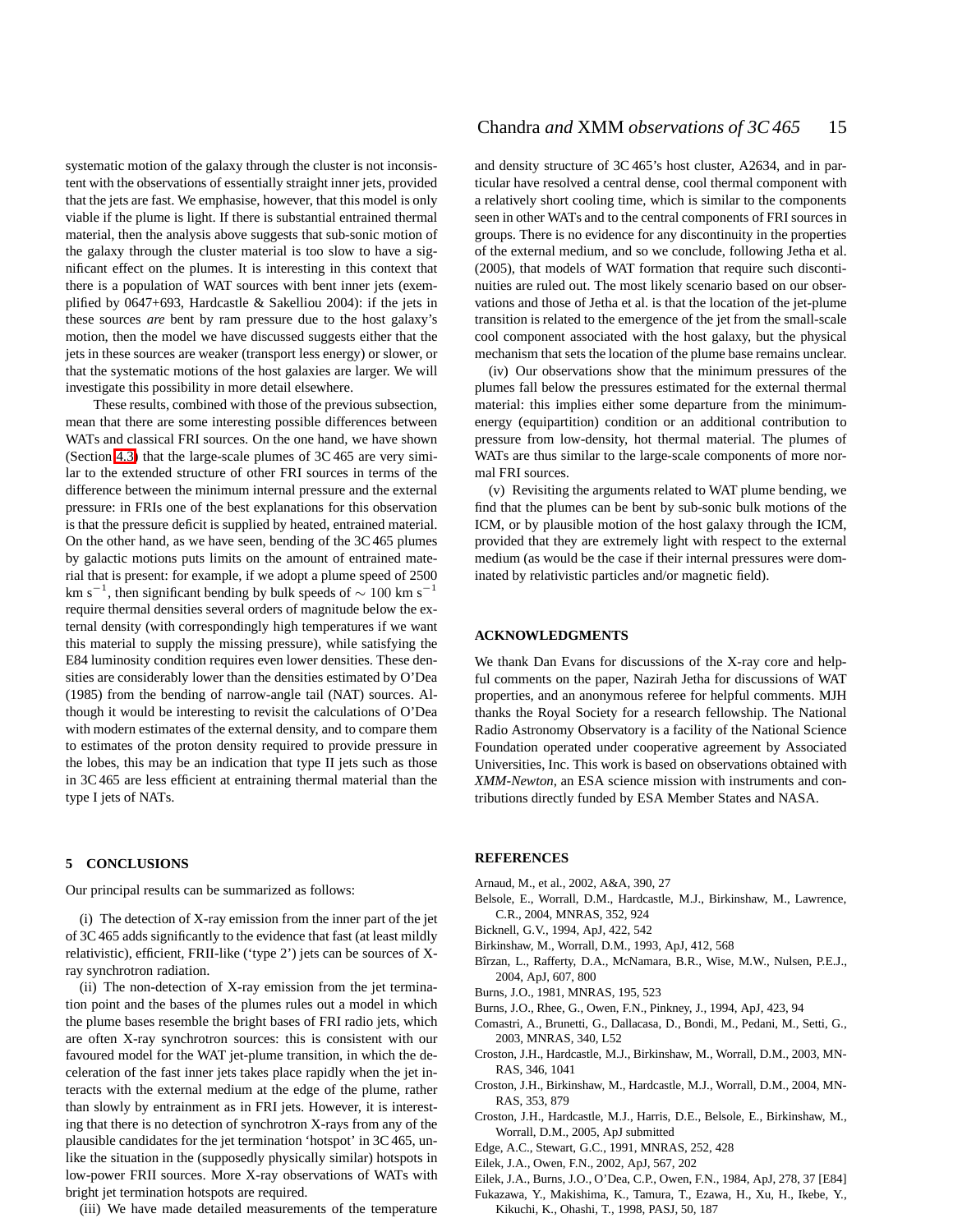systematic motion of the galaxy through the cluster is not inconsistent with the observations of essentially straight inner jets, provided that the jets are fast. We emphasise, however, that this model is only viable if the plume is light. If there is substantial entrained thermal material, then the analysis above suggests that sub-sonic motion of the galaxy through the cluster material is too slow to have a significant effect on the plumes. It is interesting in this context that there is a population of WAT sources with bent inner jets (exemplified by 0647+693, Hardcastle & Sakelliou 2004): if the jets in these sources *are* bent by ram pressure due to the host galaxy's motion, then the model we have discussed suggests either that the jets in these sources are weaker (transport less energy) or slower, or that the systematic motions of the host galaxies are larger. We will investigate this possibility in more detail elsewhere.

These results, combined with those of the previous subsection, mean that there are some interesting possible differences between WATs and classical FRI sources. On the one hand, we have shown (Section 4.3) that the large-scale plumes of 3C 465 are very similar to the extended structure of other FRI sources in terms of the difference between the minimum internal pressure and the external pressure: in FRIs one of the best explanations for this observation is that the pressure deficit is supplied by heated, entrained material. On the other hand, as we have seen, bending of the 3C 465 plumes by galactic motions puts limits on the amount of entrained material that is present: for example, if we adopt a plume speed of 2500 km s$^{-1}$, then significant bending by bulk speeds of $\sim 100$ km s$^{-1}$ require thermal densities several orders of magnitude below the external density (with correspondingly high temperatures if we want this material to supply the missing pressure), while satisfying the E84 luminosity condition requires even lower densities. These densities are considerably lower than the densities estimated by O'Dea (1985) from the bending of narrow-angle tail (NAT) sources. Although it would be interesting to revisit the calculations of O'Dea with modern estimates of the external density, and to compare them to estimates of the proton density required to provide pressure in the lobes, this may be an indication that type II jets such as those in 3C 465 are less efficient at entraining thermal material than the type I jets of NATs.

## 5 CONCLUSIONS

Our principal results can be summarized as follows:

(i) The detection of X-ray emission from the inner part of the jet of 3C 465 adds significantly to the evidence that fast (at least mildly relativistic), efficient, FRII-like ('type 2') jets can be sources of X-ray synchrotron radiation.

(ii) The non-detection of X-ray emission from the jet termination point and the bases of the plumes rules out a model in which the plume bases resemble the bright bases of FRI radio jets, which are often X-ray synchrotron sources: this is consistent with our favoured model for the WAT jet-plume transition, in which the deceleration of the fast inner jets takes place rapidly when the jet interacts with the external medium at the edge of the plume, rather than slowly by entrainment as in FRI jets. However, it is interesting that there is no detection of synchrotron X-rays from any of the plausible candidates for the jet termination 'hotspot' in 3C 465, unlike the situation in the (supposedly physically similar) hotspots in low-power FRII sources. More X-ray observations of WATs with bright jet termination hotspots are required.

(iii) We have made detailed measurements of the temperature and density structure of 3C 465's host cluster, A2634, and in particular have resolved a central dense, cool thermal component with a relatively short cooling time, which is similar to the components seen in other WATs and to the central components of FRI sources in groups. There is no evidence for any discontinuity in the properties of the external medium, and so we conclude, following Jetha et al. (2005), that models of WAT formation that require such discontinuities are ruled out. The most likely scenario based on our observations and those of Jetha et al. is that the location of the jet-plume transition is related to the emergence of the jet from the small-scale cool component associated with the host galaxy, but the physical mechanism that sets the location of the plume base remains unclear.

(iv) Our observations show that the minimum pressures of the plumes fall below the pressures estimated for the external thermal material: this implies either some departure from the minimum-energy (equipartition) condition or an additional contribution to pressure from low-density, hot thermal material. The plumes of WATs are thus similar to the large-scale components of more normal FRI sources.

(v) Revisiting the arguments related to WAT plume bending, we find that the plumes can be bent by sub-sonic bulk motions of the ICM, or by plausible motion of the host galaxy through the ICM, provided that they are extremely light with respect to the external medium (as would be the case if their internal pressures were dominated by relativistic particles and/or magnetic field).

## ACKNOWLEDGMENTS

We thank Dan Evans for discussions of the X-ray core and helpful comments on the paper, Nazirah Jetha for discussions of WAT properties, and an anonymous referee for helpful comments. MJH thanks the Royal Society for a research fellowship. The National Radio Astronomy Observatory is a facility of the National Science Foundation operated under cooperative agreement by Associated Universities, Inc. This work is based on observations obtained with *XMM-Newton*, an ESA science mission with instruments and contributions directly funded by ESA Member States and NASA.

## REFERENCES

Arnaud, M., et al., 2002, A&A, 390, 27
Belsole, E., Worrall, D.M., Hardcastle, M.J., Birkinshaw, M., Lawrence, C.R., 2004, MNRAS, 352, 924
Bicknell, G.V., 1994, ApJ, 422, 542
Birkinshaw, M., Worrall, D.M., 1993, ApJ, 412, 568
Bîrzan, L., Rafferty, D.A., McNamara, B.R., Wise, M.W., Nulsen, P.E.J., 2004, ApJ, 607, 800
Burns, J.O., 1981, MNRAS, 195, 523
Burns, J.O., Rhee, G., Owen, F.N., Pinkney, J., 1994, ApJ, 423, 94
Comastri, A., Brunetti, G., Dallacasa, D., Bondi, M., Pedani, M., Setti, G., 2003, MNRAS, 340, L52
Croston, J.H., Hardcastle, M.J., Birkinshaw, M., Worrall, D.M., 2003, MNRAS, 346, 1041
Croston, J.H., Birkinshaw, M., Hardcastle, M.J., Worrall, D.M., 2004, MNRAS, 353, 879
Croston, J.H., Hardcastle, M.J., Harris, D.E., Belsole, E., Birkinshaw, M., Worrall, D.M., 2005, ApJ submitted
Edge, A.C., Stewart, G.C., 1991, MNRAS, 252, 428
Eilek, J.A., Owen, F.N., 2002, ApJ, 567, 202
Eilek, J.A., Burns, J.O., O'Dea, C.P., Owen, F.N., 1984, ApJ, 278, 37 [E84]
Fukazawa, Y., Makishima, K., Tamura, T., Ezawa, H., Xu, H., Ikebe, Y., Kikuchi, K., Ohashi, T., 1998, PASJ, 50, 187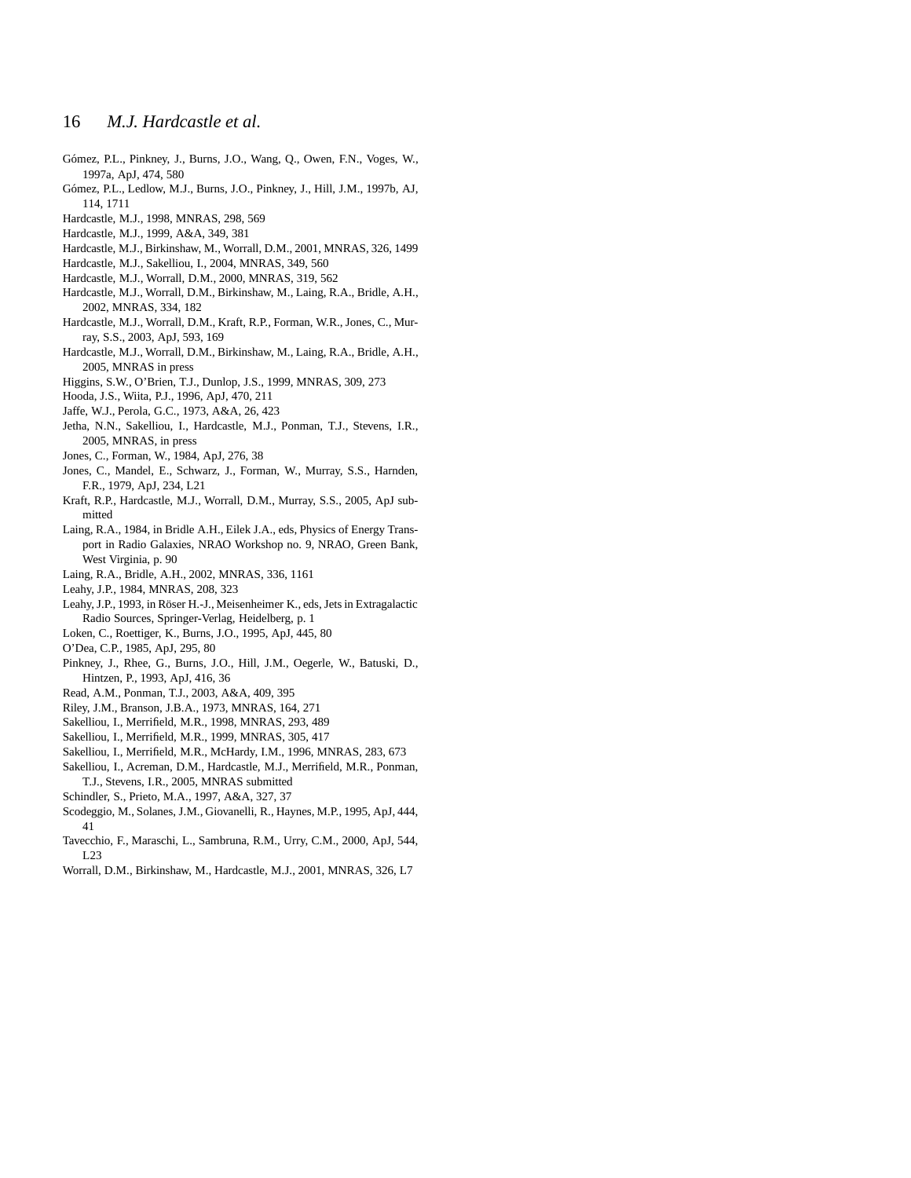Gómez, P.L., Pinkney, J., Burns, J.O., Wang, Q., Owen, F.N., Voges, W., 1997a, ApJ, 474, 580

Gómez, P.L., Ledlow, M.J., Burns, J.O., Pinkney, J., Hill, J.M., 1997b, AJ, 114, 1711

Hardcastle, M.J., 1998, MNRAS, 298, 569

Hardcastle, M.J., 1999, A&A, 349, 381

Hardcastle, M.J., Birkinshaw, M., Worrall, D.M., 2001, MNRAS, 326, 1499

Hardcastle, M.J., Sakelliou, I., 2004, MNRAS, 349, 560

Hardcastle, M.J., Worrall, D.M., 2000, MNRAS, 319, 562

Hardcastle, M.J., Worrall, D.M., Birkinshaw, M., Laing, R.A., Bridle, A.H., 2002, MNRAS, 334, 182

Hardcastle, M.J., Worrall, D.M., Kraft, R.P., Forman, W.R., Jones, C., Murray, S.S., 2003, ApJ, 593, 169

Hardcastle, M.J., Worrall, D.M., Birkinshaw, M., Laing, R.A., Bridle, A.H., 2005, MNRAS in press

Higgins, S.W., O'Brien, T.J., Dunlop, J.S., 1999, MNRAS, 309, 273

Hooda, J.S., Wiita, P.J., 1996, ApJ, 470, 211

Jaffe, W.J., Perola, G.C., 1973, A&A, 26, 423

Jetha, N.N., Sakelliou, I., Hardcastle, M.J., Ponman, T.J., Stevens, I.R., 2005, MNRAS, in press

Jones, C., Forman, W., 1984, ApJ, 276, 38

Jones, C., Mandel, E., Schwarz, J., Forman, W., Murray, S.S., Harnden, F.R., 1979, ApJ, 234, L21

Kraft, R.P., Hardcastle, M.J., Worrall, D.M., Murray, S.S., 2005, ApJ submitted

Laing, R.A., 1984, in Bridle A.H., Eilek J.A., eds, Physics of Energy Transport in Radio Galaxies, NRAO Workshop no. 9, NRAO, Green Bank, West Virginia, p. 90

Laing, R.A., Bridle, A.H., 2002, MNRAS, 336, 1161

Leahy, J.P., 1984, MNRAS, 208, 323

Leahy, J.P., 1993, in Röser H.-J., Meisenheimer K., eds, Jets in Extragalactic Radio Sources, Springer-Verlag, Heidelberg, p. 1

Loken, C., Roettiger, K., Burns, J.O., 1995, ApJ, 445, 80

O'Dea, C.P., 1985, ApJ, 295, 80

Pinkney, J., Rhee, G., Burns, J.O., Hill, J.M., Oegerle, W., Batuski, D., Hintzen, P., 1993, ApJ, 416, 36

Read, A.M., Ponman, T.J., 2003, A&A, 409, 395

Riley, J.M., Branson, J.B.A., 1973, MNRAS, 164, 271

Sakelliou, I., Merrifield, M.R., 1998, MNRAS, 293, 489

Sakelliou, I., Merrifield, M.R., 1999, MNRAS, 305, 417

Sakelliou, I., Merrifield, M.R., McHardy, I.M., 1996, MNRAS, 283, 673

Sakelliou, I., Acreman, D.M., Hardcastle, M.J., Merrifield, M.R., Ponman, T.J., Stevens, I.R., 2005, MNRAS submitted

Schindler, S., Prieto, M.A., 1997, A&A, 327, 37

Scodeggio, M., Solanes, J.M., Giovanelli, R., Haynes, M.P., 1995, ApJ, 444, 41

Tavecchio, F., Maraschi, L., Sambruna, R.M., Urry, C.M., 2000, ApJ, 544, L23

Worrall, D.M., Birkinshaw, M., Hardcastle, M.J., 2001, MNRAS, 326, L7